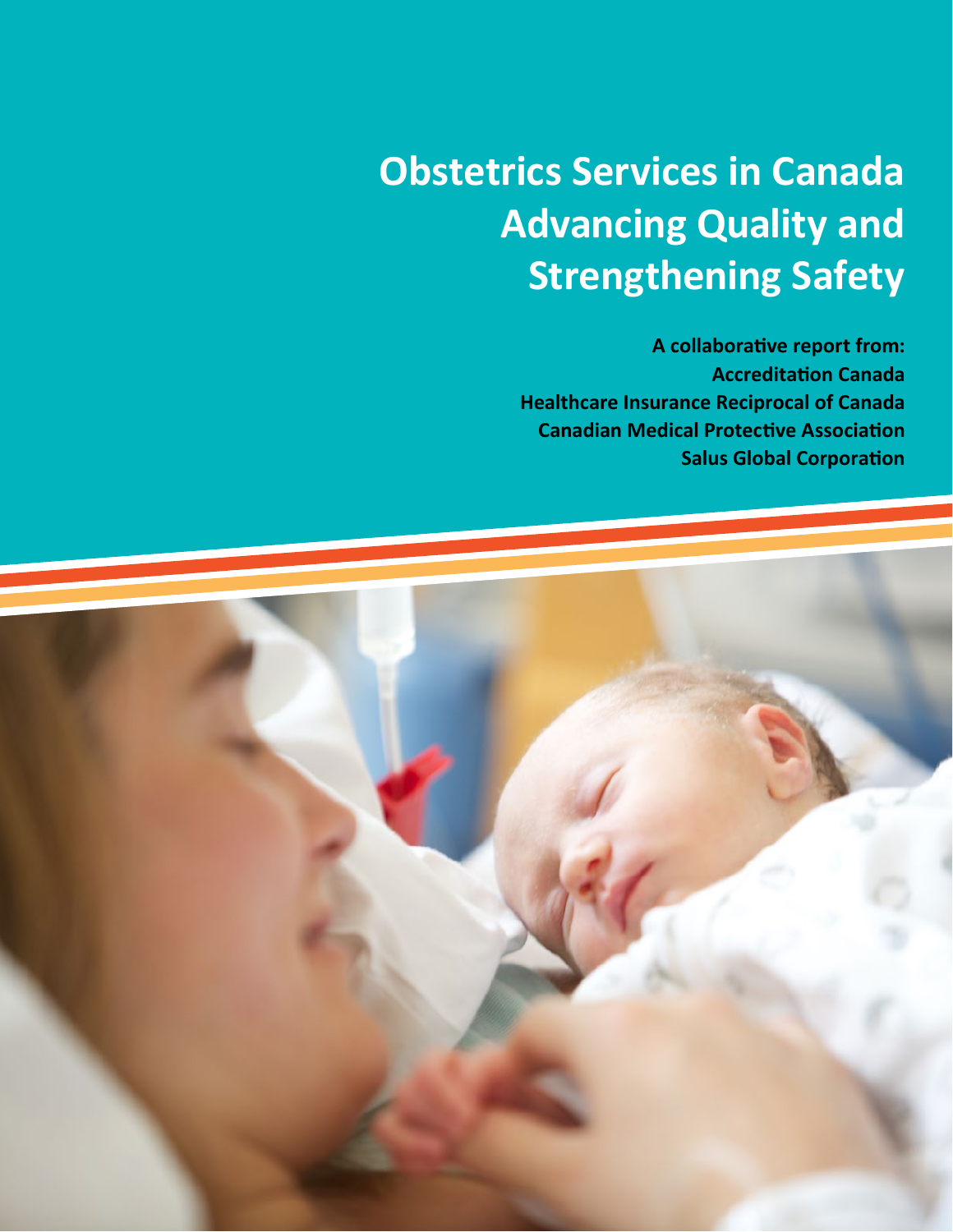# Obstetrics Services in Canada Advancing Quality and Strengthening Safety

**A collaborative report from:**
**Accreditation Canada**
**Healthcare Insurance Reciprocal of Canada**
**Canadian Medical Protective Association**
**Salus Global Corporation**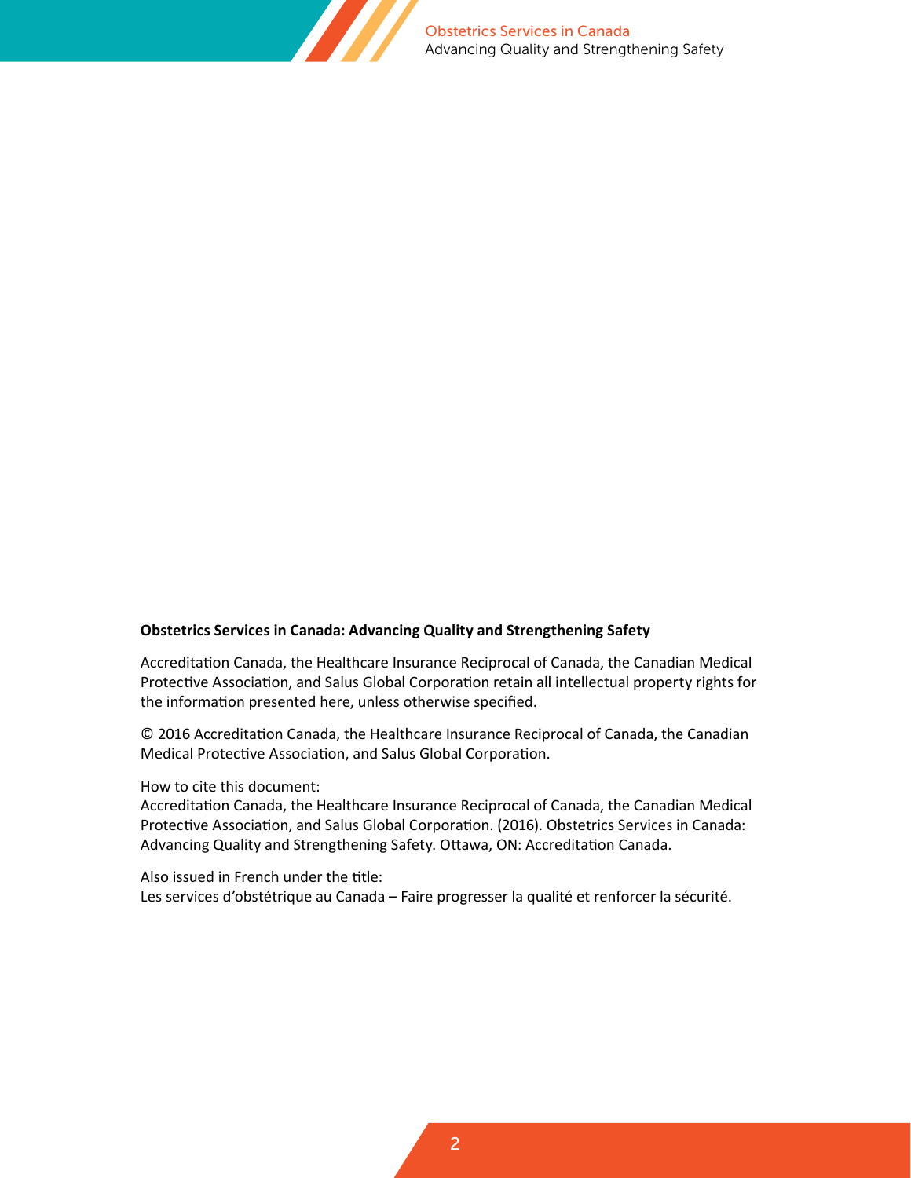**Obstetrics Services in Canada: Advancing Quality and Strengthening Safety**

Accreditation Canada, the Healthcare Insurance Reciprocal of Canada, the Canadian Medical Protective Association, and Salus Global Corporation retain all intellectual property rights for the information presented here, unless otherwise specified.

© 2016 Accreditation Canada, the Healthcare Insurance Reciprocal of Canada, the Canadian Medical Protective Association, and Salus Global Corporation.

How to cite this document:
Accreditation Canada, the Healthcare Insurance Reciprocal of Canada, the Canadian Medical Protective Association, and Salus Global Corporation. (2016). Obstetrics Services in Canada: Advancing Quality and Strengthening Safety. Ottawa, ON: Accreditation Canada.

Also issued in French under the title:
Les services d'obstétrique au Canada – Faire progresser la qualité et renforcer la sécurité.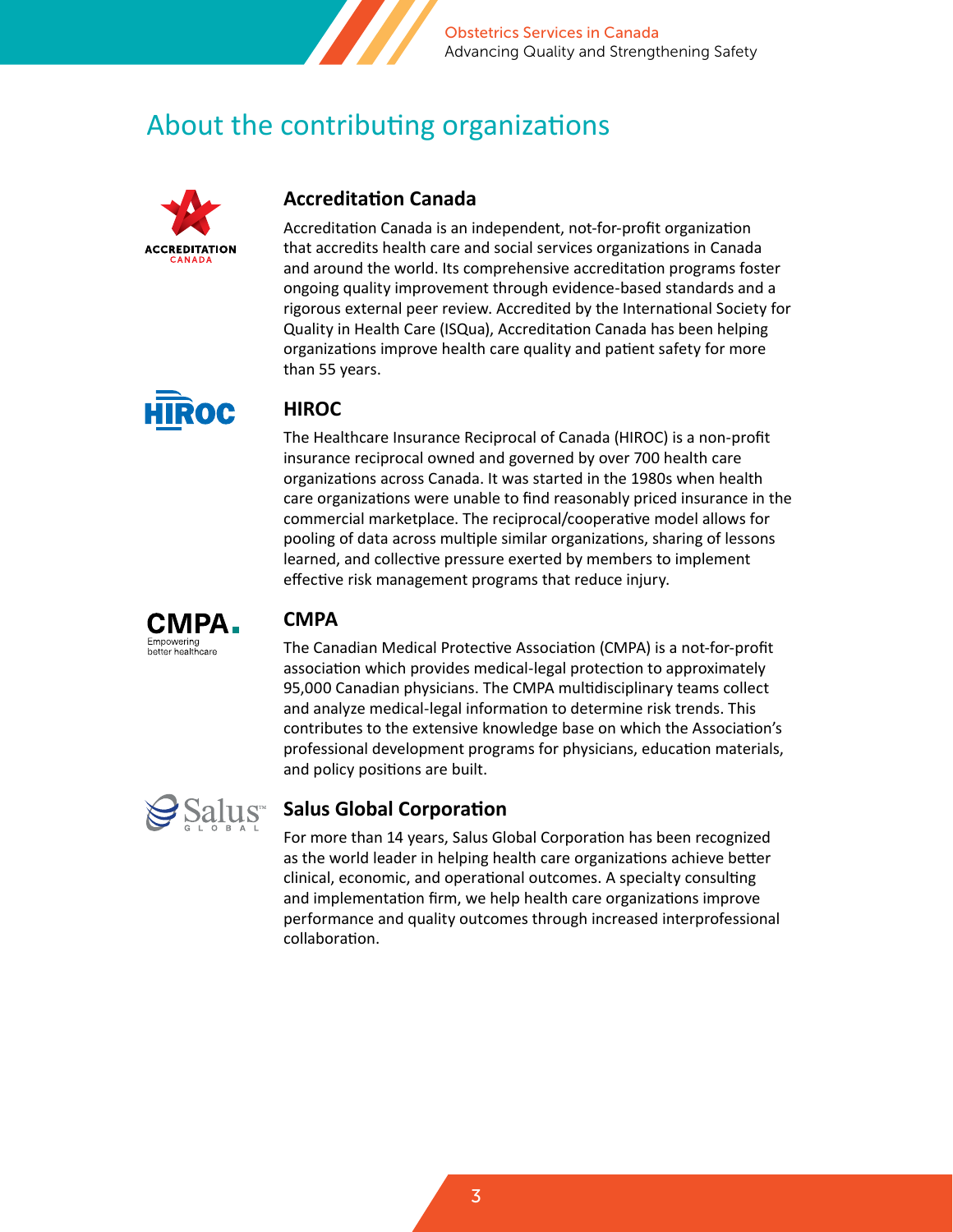# About the contributing organizations

## Accreditation Canada

Accreditation Canada is an independent, not-for-profit organization that accredits health care and social services organizations in Canada and around the world. Its comprehensive accreditation programs foster ongoing quality improvement through evidence-based standards and a rigorous external peer review. Accredited by the International Society for Quality in Health Care (ISQua), Accreditation Canada has been helping organizations improve health care quality and patient safety for more than 55 years.

## HIROC

The Healthcare Insurance Reciprocal of Canada (HIROC) is a non-profit insurance reciprocal owned and governed by over 700 health care organizations across Canada. It was started in the 1980s when health care organizations were unable to find reasonably priced insurance in the commercial marketplace. The reciprocal/cooperative model allows for pooling of data across multiple similar organizations, sharing of lessons learned, and collective pressure exerted by members to implement effective risk management programs that reduce injury.

## CMPA

The Canadian Medical Protective Association (CMPA) is a not-for-profit association which provides medical-legal protection to approximately 95,000 Canadian physicians. The CMPA multidisciplinary teams collect and analyze medical-legal information to determine risk trends. This contributes to the extensive knowledge base on which the Association's professional development programs for physicians, education materials, and policy positions are built.

## Salus Global Corporation

For more than 14 years, Salus Global Corporation has been recognized as the world leader in helping health care organizations achieve better clinical, economic, and operational outcomes. A specialty consulting and implementation firm, we help health care organizations improve performance and quality outcomes through increased interprofessional collaboration.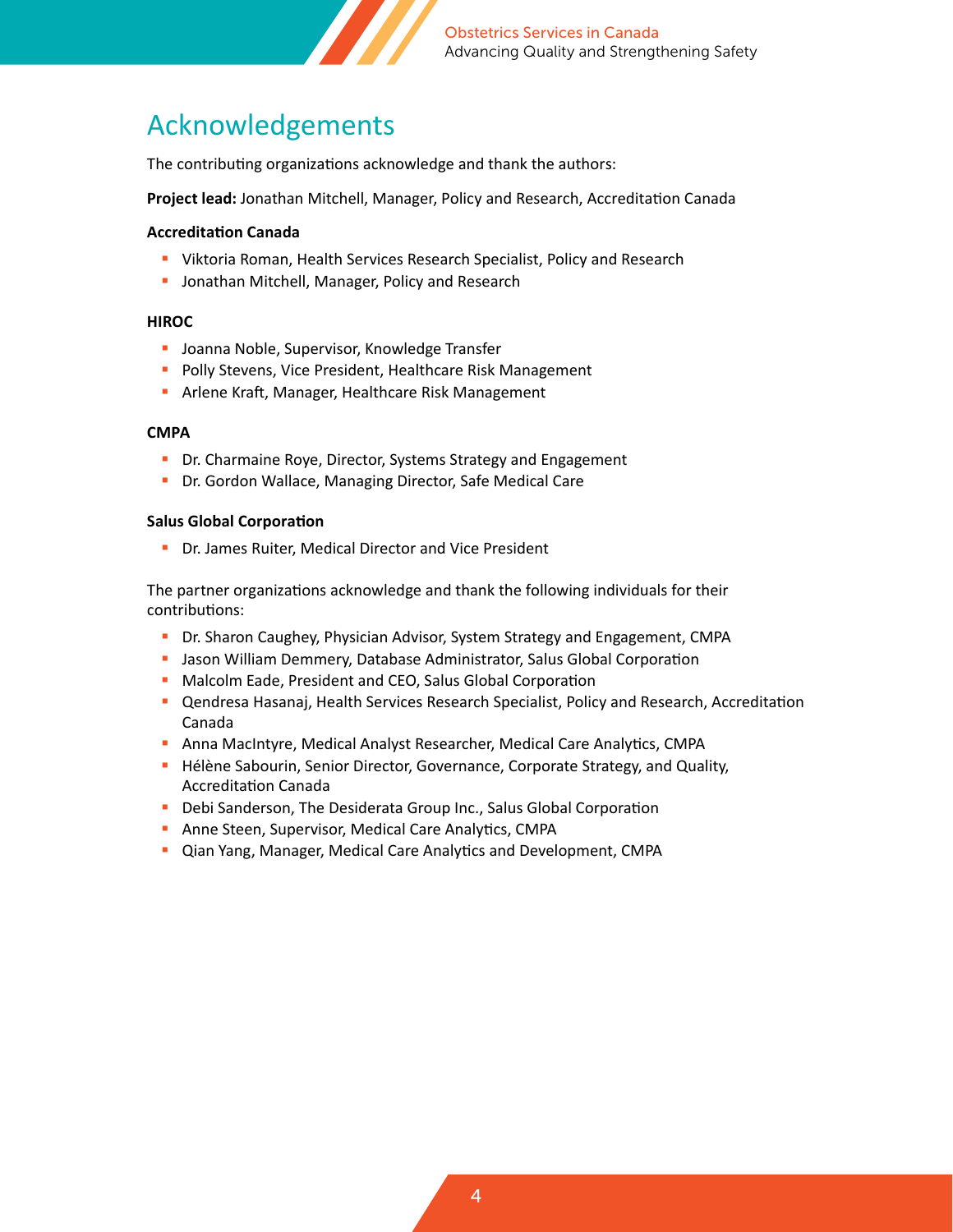# Acknowledgements

The contributing organizations acknowledge and thank the authors:

**Project lead:** Jonathan Mitchell, Manager, Policy and Research, Accreditation Canada

**Accreditation Canada**

- Viktoria Roman, Health Services Research Specialist, Policy and Research
- Jonathan Mitchell, Manager, Policy and Research

**HIROC**

- Joanna Noble, Supervisor, Knowledge Transfer
- Polly Stevens, Vice President, Healthcare Risk Management
- Arlene Kraft, Manager, Healthcare Risk Management

**CMPA**

- Dr. Charmaine Roye, Director, Systems Strategy and Engagement
- Dr. Gordon Wallace, Managing Director, Safe Medical Care

**Salus Global Corporation**

- Dr. James Ruiter, Medical Director and Vice President

The partner organizations acknowledge and thank the following individuals for their contributions:

- Dr. Sharon Caughey, Physician Advisor, System Strategy and Engagement, CMPA
- Jason William Demmery, Database Administrator, Salus Global Corporation
- Malcolm Eade, President and CEO, Salus Global Corporation
- Qendresa Hasanaj, Health Services Research Specialist, Policy and Research, Accreditation Canada
- Anna MacIntyre, Medical Analyst Researcher, Medical Care Analytics, CMPA
- Hélène Sabourin, Senior Director, Governance, Corporate Strategy, and Quality, Accreditation Canada
- Debi Sanderson, The Desiderata Group Inc., Salus Global Corporation
- Anne Steen, Supervisor, Medical Care Analytics, CMPA
- Qian Yang, Manager, Medical Care Analytics and Development, CMPA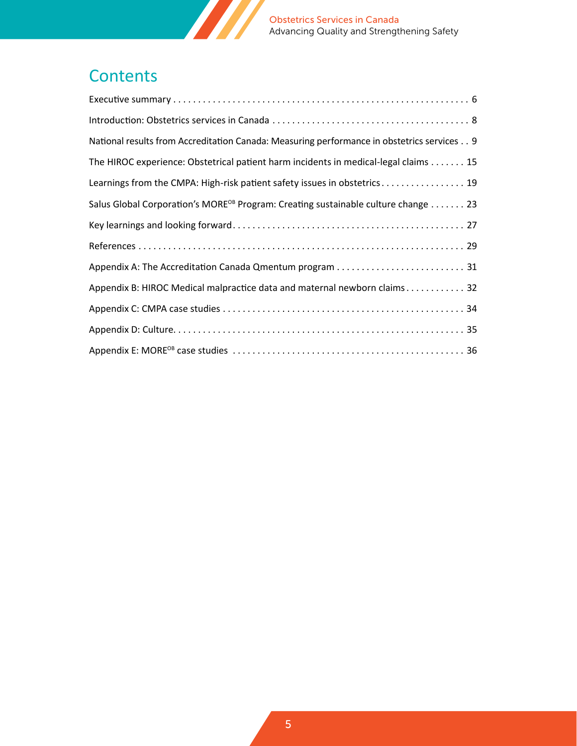# Contents

- Executive summary . . . . . . . . . . . . . . . . . . . . . . . . . . . . . . . . . . . . . . . . . . . . . . . . . . . . . . . . . . . . 6
- Introduction: Obstetrics services in Canada . . . . . . . . . . . . . . . . . . . . . . . . . . . . . . . . . . . . . . . . 8
- National results from Accreditation Canada: Measuring performance in obstetrics services . . 9
- The HIROC experience: Obstetrical patient harm incidents in medical-legal claims . . . . . . . 15
- Learnings from the CMPA: High-risk patient safety issues in obstetrics . . . . . . . . . . . . . . . . . 19
- Salus Global Corporation's MORE[OB] Program: Creating sustainable culture change . . . . . . . 23
- Key learnings and looking forward . . . . . . . . . . . . . . . . . . . . . . . . . . . . . . . . . . . . . . . . . . . . . 27
- References . . . . . . . . . . . . . . . . . . . . . . . . . . . . . . . . . . . . . . . . . . . . . . . . . . . . . . . . . . . . . . 29
- Appendix A: The Accreditation Canada Qmentum program . . . . . . . . . . . . . . . . . . . . . . . . . . 31
- Appendix B: HIROC Medical malpractice data and maternal newborn claims . . . . . . . . . . . . 32
- Appendix C: CMPA case studies . . . . . . . . . . . . . . . . . . . . . . . . . . . . . . . . . . . . . . . . . . . . . . . 34
- Appendix D: Culture. . . . . . . . . . . . . . . . . . . . . . . . . . . . . . . . . . . . . . . . . . . . . . . . . . . . . . . . . 35
- Appendix E: MORE[OB] case studies . . . . . . . . . . . . . . . . . . . . . . . . . . . . . . . . . . . . . . . . . . . . . 36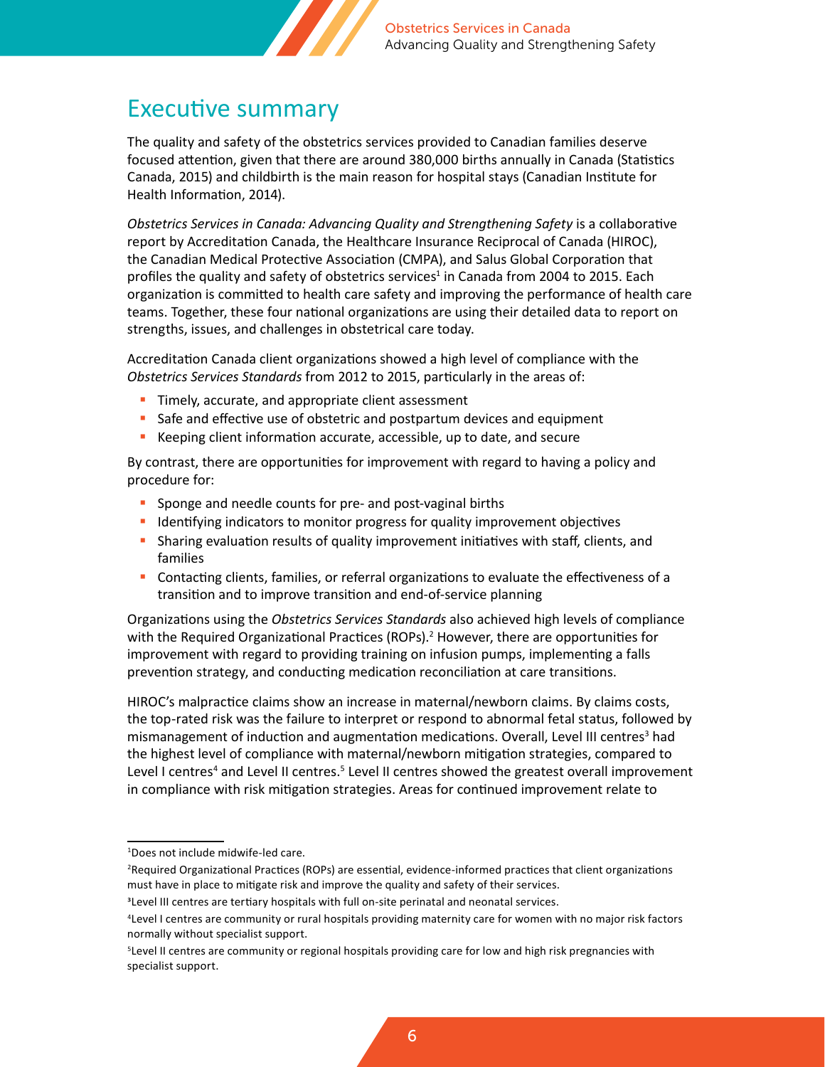# Executive summary

The quality and safety of the obstetrics services provided to Canadian families deserve focused attention, given that there are around 380,000 births annually in Canada (Statistics Canada, 2015) and childbirth is the main reason for hospital stays (Canadian Institute for Health Information, 2014).

*Obstetrics Services in Canada: Advancing Quality and Strengthening Safety* is a collaborative report by Accreditation Canada, the Healthcare Insurance Reciprocal of Canada (HIROC), the Canadian Medical Protective Association (CMPA), and Salus Global Corporation that profiles the quality and safety of obstetrics services[1] in Canada from 2004 to 2015. Each organization is committed to health care safety and improving the performance of health care teams. Together, these four national organizations are using their detailed data to report on strengths, issues, and challenges in obstetrical care today.

Accreditation Canada client organizations showed a high level of compliance with the *Obstetrics Services Standards* from 2012 to 2015, particularly in the areas of:

- Timely, accurate, and appropriate client assessment
- Safe and effective use of obstetric and postpartum devices and equipment
- Keeping client information accurate, accessible, up to date, and secure

By contrast, there are opportunities for improvement with regard to having a policy and procedure for:

- Sponge and needle counts for pre- and post-vaginal births
- Identifying indicators to monitor progress for quality improvement objectives
- Sharing evaluation results of quality improvement initiatives with staff, clients, and families
- Contacting clients, families, or referral organizations to evaluate the effectiveness of a transition and to improve transition and end-of-service planning

Organizations using the *Obstetrics Services Standards* also achieved high levels of compliance with the Required Organizational Practices (ROPs).[2] However, there are opportunities for improvement with regard to providing training on infusion pumps, implementing a falls prevention strategy, and conducting medication reconciliation at care transitions.

HIROC's malpractice claims show an increase in maternal/newborn claims. By claims costs, the top-rated risk was the failure to interpret or respond to abnormal fetal status, followed by mismanagement of induction and augmentation medications. Overall, Level III centres[3] had the highest level of compliance with maternal/newborn mitigation strategies, compared to Level I centres[4] and Level II centres.[5] Level II centres showed the greatest overall improvement in compliance with risk mitigation strategies. Areas for continued improvement relate to

---

[1] Does not include midwife-led care.

[2] Required Organizational Practices (ROPs) are essential, evidence-informed practices that client organizations must have in place to mitigate risk and improve the quality and safety of their services.

[3] Level III centres are tertiary hospitals with full on-site perinatal and neonatal services.

[4] Level I centres are community or rural hospitals providing maternity care for women with no major risk factors normally without specialist support.

[5] Level II centres are community or regional hospitals providing care for low and high risk pregnancies with specialist support.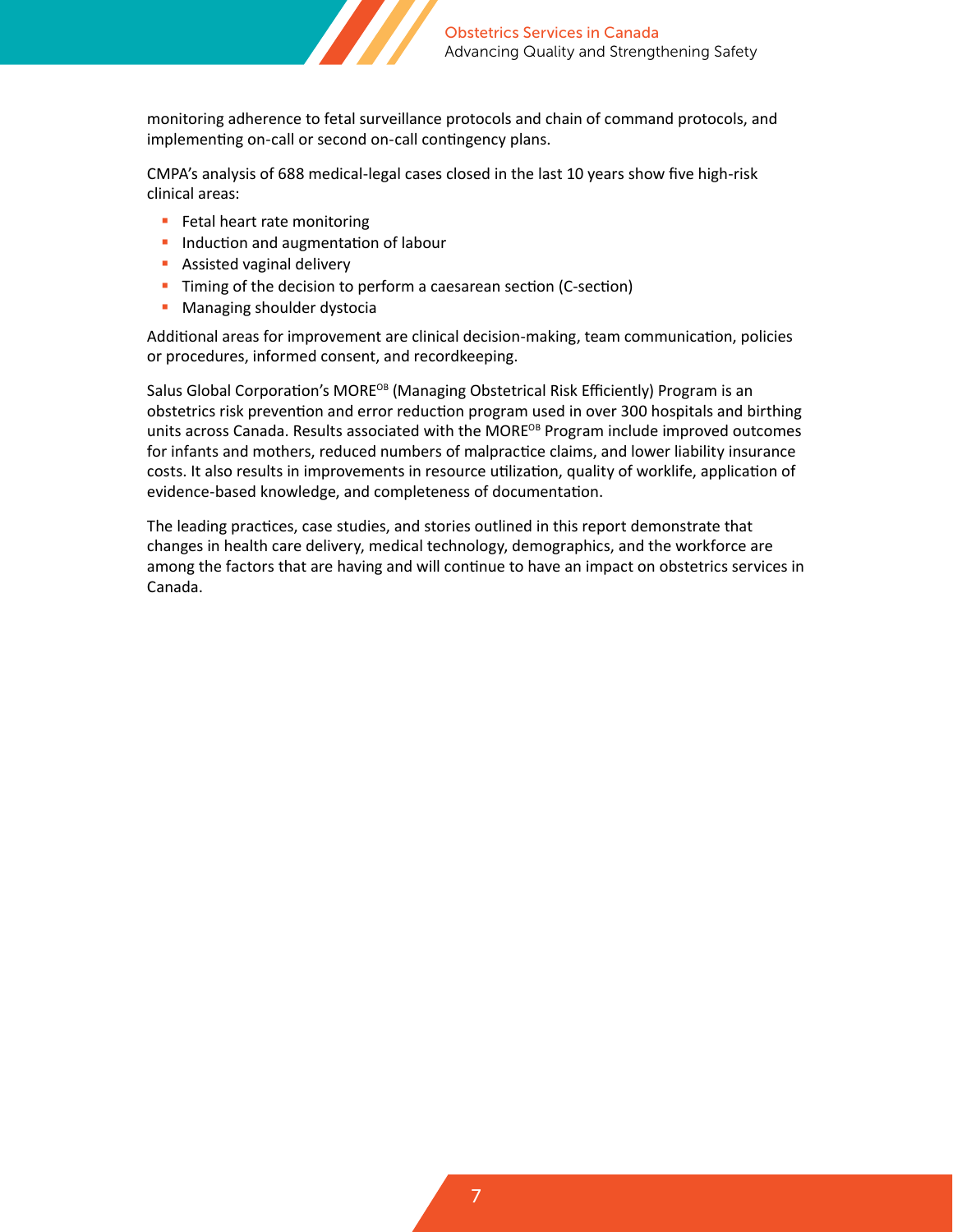monitoring adherence to fetal surveillance protocols and chain of command protocols, and implementing on-call or second on-call contingency plans.

CMPA's analysis of 688 medical-legal cases closed in the last 10 years show five high-risk clinical areas:

- Fetal heart rate monitoring
- Induction and augmentation of labour
- Assisted vaginal delivery
- Timing of the decision to perform a caesarean section (C-section)
- Managing shoulder dystocia

Additional areas for improvement are clinical decision-making, team communication, policies or procedures, informed consent, and recordkeeping.

Salus Global Corporation's MORE[OB] (Managing Obstetrical Risk Efficiently) Program is an obstetrics risk prevention and error reduction program used in over 300 hospitals and birthing units across Canada. Results associated with the MORE[OB] Program include improved outcomes for infants and mothers, reduced numbers of malpractice claims, and lower liability insurance costs. It also results in improvements in resource utilization, quality of worklife, application of evidence-based knowledge, and completeness of documentation.

The leading practices, case studies, and stories outlined in this report demonstrate that changes in health care delivery, medical technology, demographics, and the workforce are among the factors that are having and will continue to have an impact on obstetrics services in Canada.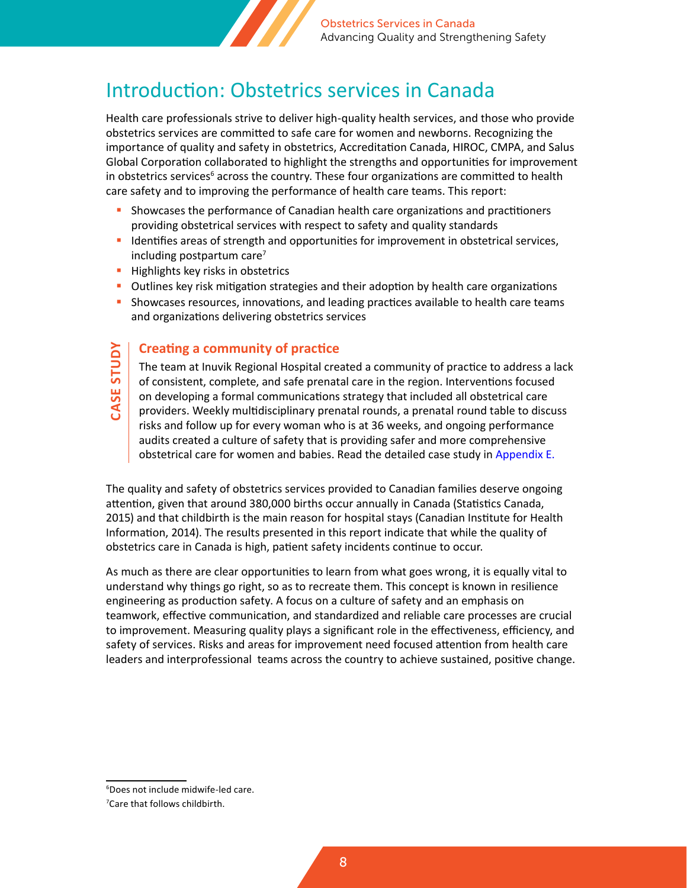# Introduction: Obstetrics services in Canada

Health care professionals strive to deliver high-quality health services, and those who provide obstetrics services are committed to safe care for women and newborns. Recognizing the importance of quality and safety in obstetrics, Accreditation Canada, HIROC, CMPA, and Salus Global Corporation collaborated to highlight the strengths and opportunities for improvement in obstetrics services[6] across the country. These four organizations are committed to health care safety and to improving the performance of health care teams. This report:

- Showcases the performance of Canadian health care organizations and practitioners providing obstetrical services with respect to safety and quality standards
- Identifies areas of strength and opportunities for improvement in obstetrical services, including postpartum care[7]
- Highlights key risks in obstetrics
- Outlines key risk mitigation strategies and their adoption by health care organizations
- Showcases resources, innovations, and leading practices available to health care teams and organizations delivering obstetrics services

**CASE STUDY**

### Creating a community of practice

The team at Inuvik Regional Hospital created a community of practice to address a lack of consistent, complete, and safe prenatal care in the region. Interventions focused on developing a formal communications strategy that included all obstetrical care providers. Weekly multidisciplinary prenatal rounds, a prenatal round table to discuss risks and follow up for every woman who is at 36 weeks, and ongoing performance audits created a culture of safety that is providing safer and more comprehensive obstetrical care for women and babies. Read the detailed case study in Appendix E.

The quality and safety of obstetrics services provided to Canadian families deserve ongoing attention, given that around 380,000 births occur annually in Canada (Statistics Canada, 2015) and that childbirth is the main reason for hospital stays (Canadian Institute for Health Information, 2014). The results presented in this report indicate that while the quality of obstetrics care in Canada is high, patient safety incidents continue to occur.

As much as there are clear opportunities to learn from what goes wrong, it is equally vital to understand why things go right, so as to recreate them. This concept is known in resilience engineering as production safety. A focus on a culture of safety and an emphasis on teamwork, effective communication, and standardized and reliable care processes are crucial to improvement. Measuring quality plays a significant role in the effectiveness, efficiency, and safety of services. Risks and areas for improvement need focused attention from health care leaders and interprofessional teams across the country to achieve sustained, positive change.

---

[6] Does not include midwife-led care.

[7] Care that follows childbirth.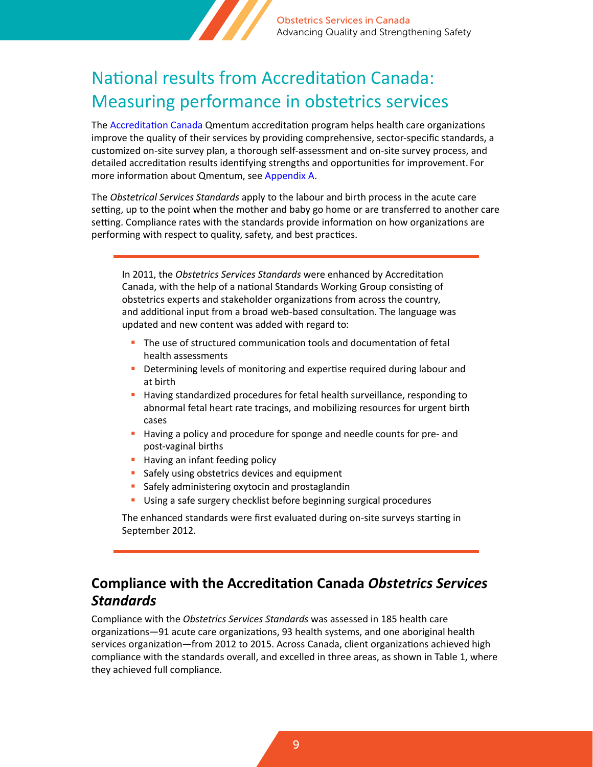# National results from Accreditation Canada: Measuring performance in obstetrics services

The Accreditation Canada Qmentum accreditation program helps health care organizations improve the quality of their services by providing comprehensive, sector-specific standards, a customized on-site survey plan, a thorough self-assessment and on-site survey process, and detailed accreditation results identifying strengths and opportunities for improvement. For more information about Qmentum, see Appendix A.

The *Obstetrical Services Standards* apply to the labour and birth process in the acute care setting, up to the point when the mother and baby go home or are transferred to another care setting. Compliance rates with the standards provide information on how organizations are performing with respect to quality, safety, and best practices.

---

In 2011, the *Obstetrics Services Standards* were enhanced by Accreditation Canada, with the help of a national Standards Working Group consisting of obstetrics experts and stakeholder organizations from across the country, and additional input from a broad web-based consultation. The language was updated and new content was added with regard to:

- The use of structured communication tools and documentation of fetal health assessments
- Determining levels of monitoring and expertise required during labour and at birth
- Having standardized procedures for fetal health surveillance, responding to abnormal fetal heart rate tracings, and mobilizing resources for urgent birth cases
- Having a policy and procedure for sponge and needle counts for pre- and post-vaginal births
- Having an infant feeding policy
- Safely using obstetrics devices and equipment
- Safely administering oxytocin and prostaglandin
- Using a safe surgery checklist before beginning surgical procedures

The enhanced standards were first evaluated during on-site surveys starting in September 2012.

---

## Compliance with the Accreditation Canada *Obstetrics Services Standards*

Compliance with the *Obstetrics Services Standards* was assessed in 185 health care organizations—91 acute care organizations, 93 health systems, and one aboriginal health services organization—from 2012 to 2015. Across Canada, client organizations achieved high compliance with the standards overall, and excelled in three areas, as shown in Table 1, where they achieved full compliance.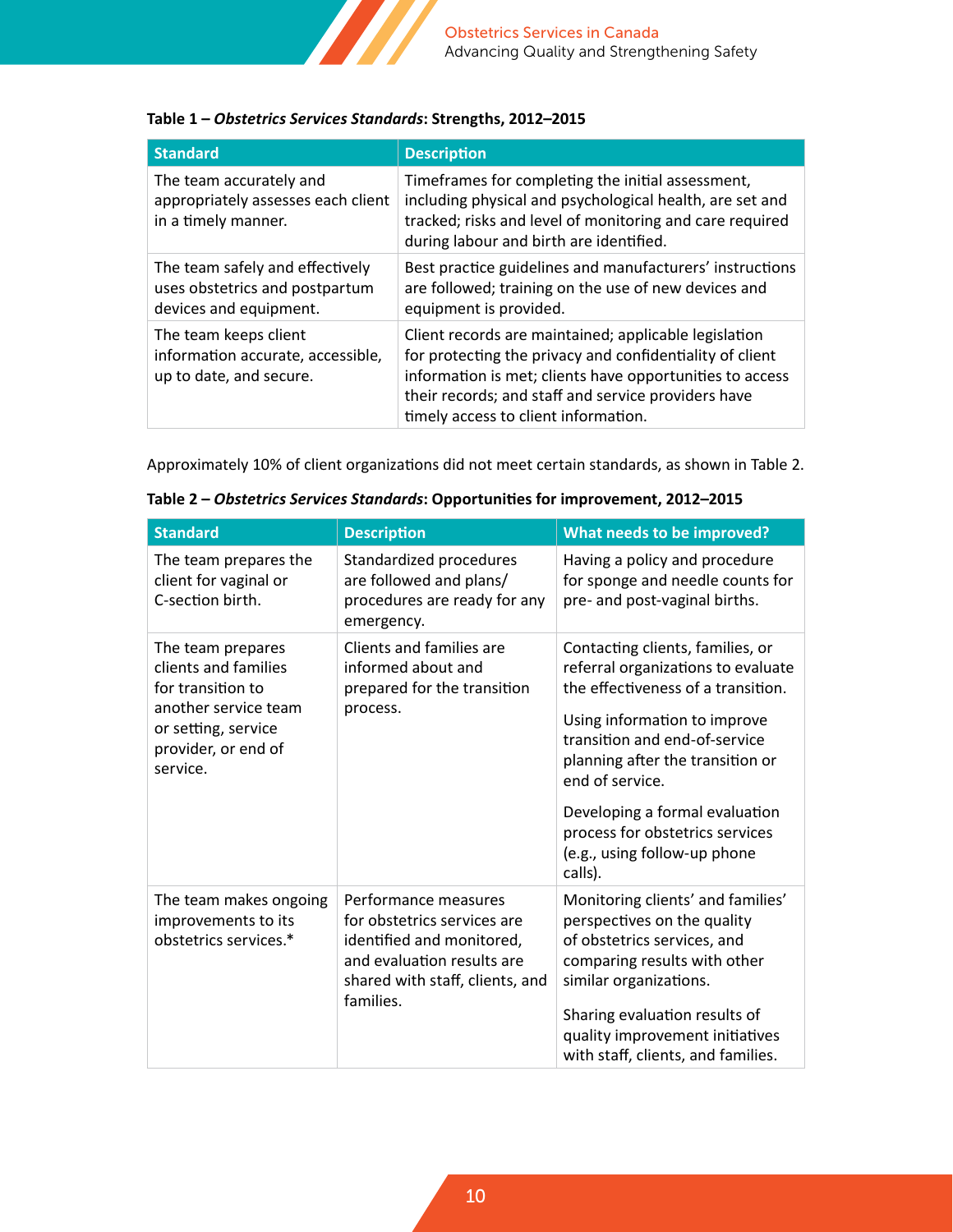**Table 1 – *Obstetrics Services Standards*: Strengths, 2012–2015**

| Standard | Description |
|---|---|
| The team accurately and appropriately assesses each client in a timely manner. | Timeframes for completing the initial assessment, including physical and psychological health, are set and tracked; risks and level of monitoring and care required during labour and birth are identified. |
| The team safely and effectively uses obstetrics and postpartum devices and equipment. | Best practice guidelines and manufacturers' instructions are followed; training on the use of new devices and equipment is provided. |
| The team keeps client information accurate, accessible, up to date, and secure. | Client records are maintained; applicable legislation for protecting the privacy and confidentiality of client information is met; clients have opportunities to access their records; and staff and service providers have timely access to client information. |

Approximately 10% of client organizations did not meet certain standards, as shown in Table 2.

**Table 2 – *Obstetrics Services Standards*: Opportunities for improvement, 2012–2015**

| Standard | Description | What needs to be improved? |
|---|---|---|
| The team prepares the client for vaginal or C-section birth. | Standardized procedures are followed and plans/ procedures are ready for any emergency. | Having a policy and procedure for sponge and needle counts for pre- and post-vaginal births. |
| The team prepares clients and families for transition to another service team or setting, service provider, or end of service. | Clients and families are informed about and prepared for the transition process. | Contacting clients, families, or referral organizations to evaluate the effectiveness of a transition.<br><br>Using information to improve transition and end-of-service planning after the transition or end of service.<br><br>Developing a formal evaluation process for obstetrics services (e.g., using follow-up phone calls). |
| The team makes ongoing improvements to its obstetrics services.* | Performance measures for obstetrics services are identified and monitored, and evaluation results are shared with staff, clients, and families. | Monitoring clients' and families' perspectives on the quality of obstetrics services, and comparing results with other similar organizations.<br><br>Sharing evaluation results of quality improvement initiatives with staff, clients, and families. |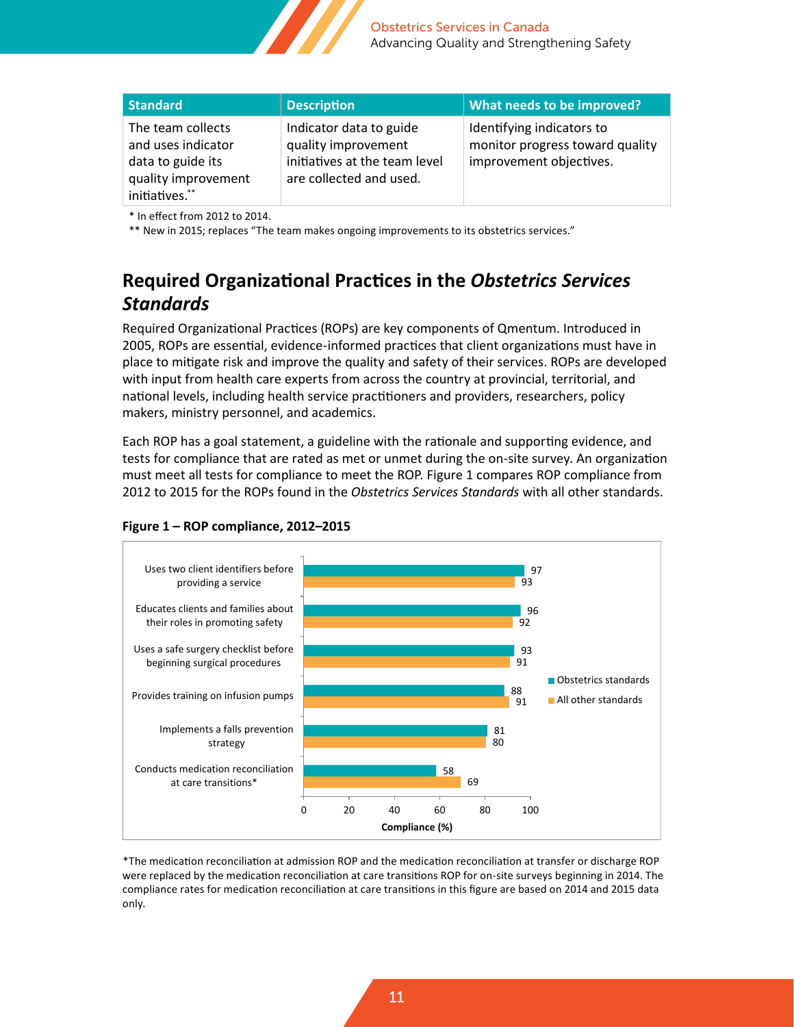| Standard | Description | What needs to be improved? |
|---|---|---|
| The team collects and uses indicator data to guide its quality improvement initiatives.** | Indicator data to guide quality improvement initiatives at the team level are collected and used. | Identifying indicators to monitor progress toward quality improvement objectives. |

* In effect from 2012 to 2014.

** New in 2015; replaces "The team makes ongoing improvements to its obstetrics services."

## Required Organizational Practices in the *Obstetrics Services Standards*

Required Organizational Practices (ROPs) are key components of Qmentum. Introduced in 2005, ROPs are essential, evidence-informed practices that client organizations must have in place to mitigate risk and improve the quality and safety of their services. ROPs are developed with input from health care experts from across the country at provincial, territorial, and national levels, including health service practitioners and providers, researchers, policy makers, ministry personnel, and academics.

Each ROP has a goal statement, a guideline with the rationale and supporting evidence, and tests for compliance that are rated as met or unmet during the on-site survey. An organization must meet all tests for compliance to meet the ROP. Figure 1 compares ROP compliance from 2012 to 2015 for the ROPs found in the *Obstetrics Services Standards* with all other standards.

**Figure 1 – ROP compliance, 2012–2015**

| ROP | Obstetrics standards (%) | All other standards (%) |
|---|---|---|
| Uses two client identifiers before providing a service | 97 | 93 |
| Educates clients and families about their roles in promoting safety | 96 | 92 |
| Uses a safe surgery checklist before beginning surgical procedures | 93 | 91 |
| Provides training on infusion pumps | 88 | 91 |
| Implements a falls prevention strategy | 81 | 80 |
| Conducts medication reconciliation at care transitions* | 58 | 69 |

*The medication reconciliation at admission ROP and the medication reconciliation at transfer or discharge ROP were replaced by the medication reconciliation at care transitions ROP for on-site surveys beginning in 2014. The compliance rates for medication reconciliation at care transitions in this figure are based on 2014 and 2015 data only.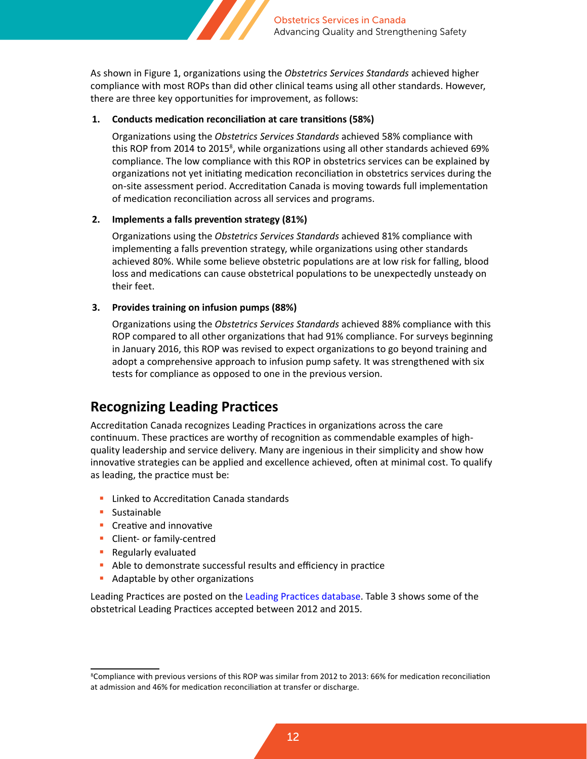As shown in Figure 1, organizations using the *Obstetrics Services Standards* achieved higher compliance with most ROPs than did other clinical teams using all other standards. However, there are three key opportunities for improvement, as follows:

1. **Conducts medication reconciliation at care transitions (58%)**

   Organizations using the *Obstetrics Services Standards* achieved 58% compliance with this ROP from 2014 to 2015[8], while organizations using all other standards achieved 69% compliance. The low compliance with this ROP in obstetrics services can be explained by organizations not yet initiating medication reconciliation in obstetrics services during the on-site assessment period. Accreditation Canada is moving towards full implementation of medication reconciliation across all services and programs.

2. **Implements a falls prevention strategy (81%)**

   Organizations using the *Obstetrics Services Standards* achieved 81% compliance with implementing a falls prevention strategy, while organizations using other standards achieved 80%. While some believe obstetric populations are at low risk for falling, blood loss and medications can cause obstetrical populations to be unexpectedly unsteady on their feet.

3. **Provides training on infusion pumps (88%)**

   Organizations using the *Obstetrics Services Standards* achieved 88% compliance with this ROP compared to all other organizations that had 91% compliance. For surveys beginning in January 2016, this ROP was revised to expect organizations to go beyond training and adopt a comprehensive approach to infusion pump safety. It was strengthened with six tests for compliance as opposed to one in the previous version.

## Recognizing Leading Practices

Accreditation Canada recognizes Leading Practices in organizations across the care continuum. These practices are worthy of recognition as commendable examples of high-quality leadership and service delivery. Many are ingenious in their simplicity and show how innovative strategies can be applied and excellence achieved, often at minimal cost. To qualify as leading, the practice must be:

- Linked to Accreditation Canada standards
- Sustainable
- Creative and innovative
- Client- or family-centred
- Regularly evaluated
- Able to demonstrate successful results and efficiency in practice
- Adaptable by other organizations

Leading Practices are posted on the Leading Practices database. Table 3 shows some of the obstetrical Leading Practices accepted between 2012 and 2015.

[8] Compliance with previous versions of this ROP was similar from 2012 to 2013: 66% for medication reconciliation at admission and 46% for medication reconciliation at transfer or discharge.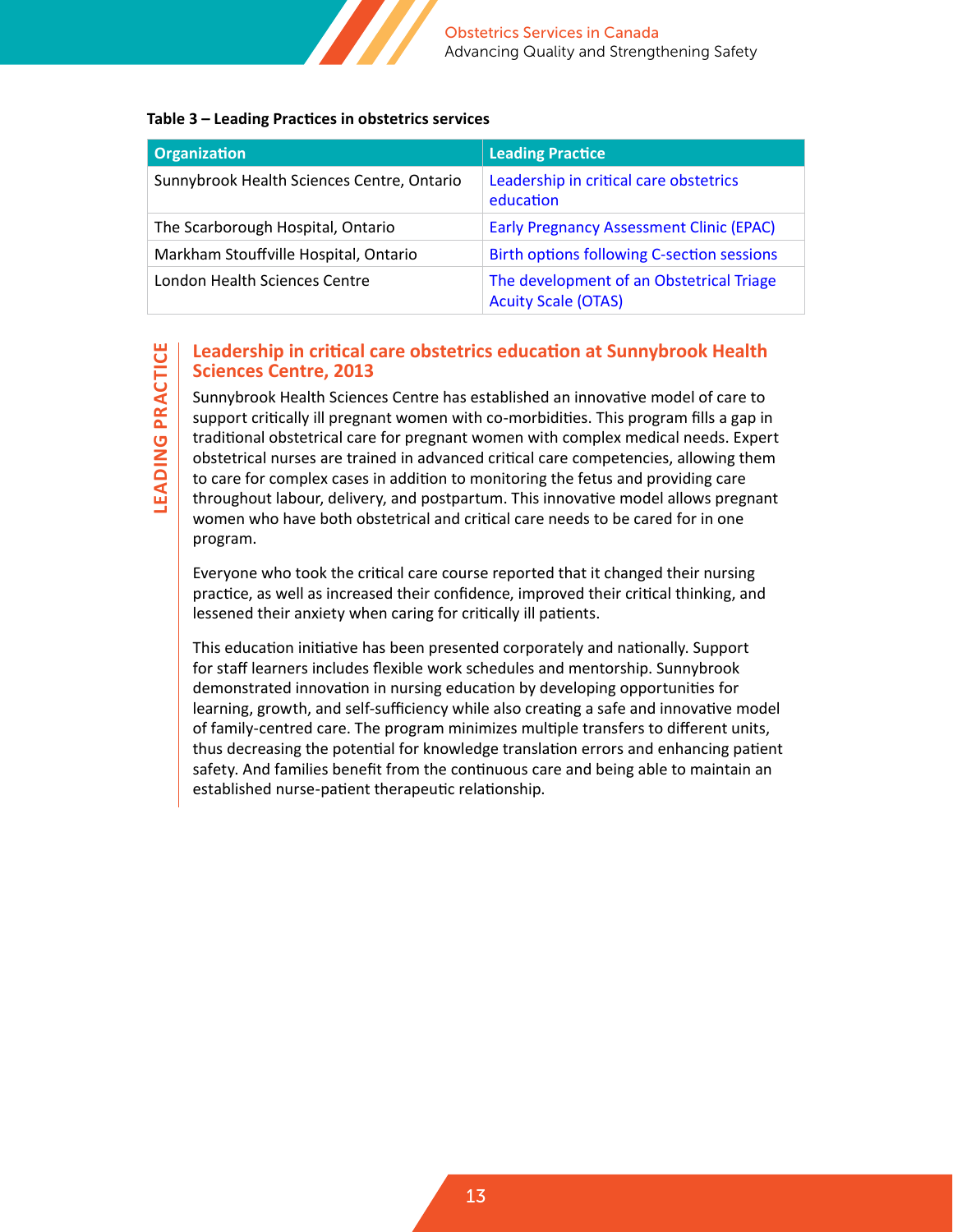**Table 3 – Leading Practices in obstetrics services**

| Organization | Leading Practice |
|---|---|
| Sunnybrook Health Sciences Centre, Ontario | Leadership in critical care obstetrics education |
| The Scarborough Hospital, Ontario | Early Pregnancy Assessment Clinic (EPAC) |
| Markham Stouffville Hospital, Ontario | Birth options following C-section sessions |
| London Health Sciences Centre | The development of an Obstetrical Triage Acuity Scale (OTAS) |

LEADING PRACTICE

## Leadership in critical care obstetrics education at Sunnybrook Health Sciences Centre, 2013

Sunnybrook Health Sciences Centre has established an innovative model of care to support critically ill pregnant women with co-morbidities. This program fills a gap in traditional obstetrical care for pregnant women with complex medical needs. Expert obstetrical nurses are trained in advanced critical care competencies, allowing them to care for complex cases in addition to monitoring the fetus and providing care throughout labour, delivery, and postpartum. This innovative model allows pregnant women who have both obstetrical and critical care needs to be cared for in one program.

Everyone who took the critical care course reported that it changed their nursing practice, as well as increased their confidence, improved their critical thinking, and lessened their anxiety when caring for critically ill patients.

This education initiative has been presented corporately and nationally. Support for staff learners includes flexible work schedules and mentorship. Sunnybrook demonstrated innovation in nursing education by developing opportunities for learning, growth, and self-sufficiency while also creating a safe and innovative model of family-centred care. The program minimizes multiple transfers to different units, thus decreasing the potential for knowledge translation errors and enhancing patient safety. And families benefit from the continuous care and being able to maintain an established nurse-patient therapeutic relationship.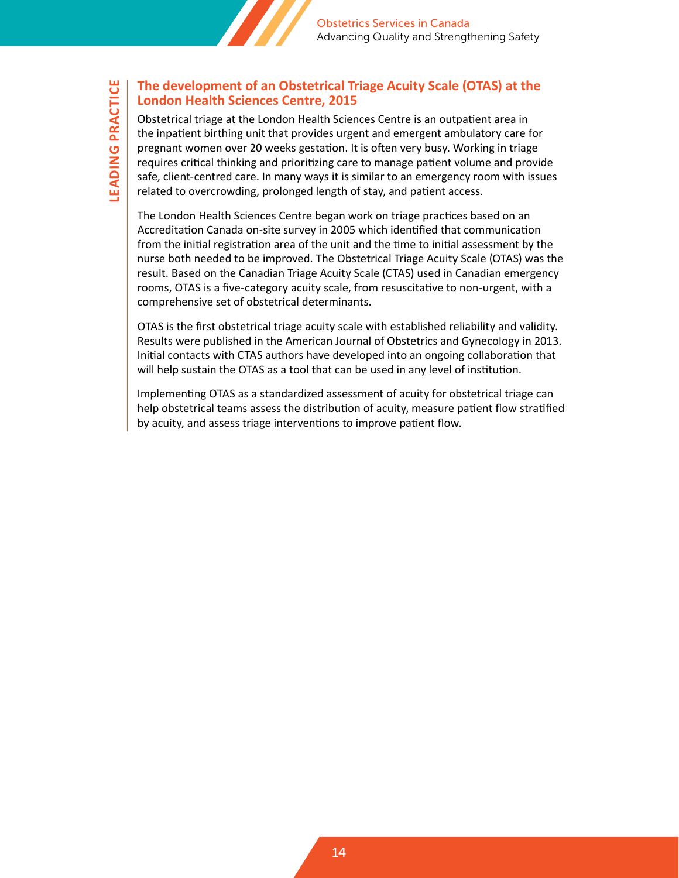LEADING PRACTICE

## The development of an Obstetrical Triage Acuity Scale (OTAS) at the London Health Sciences Centre, 2015

Obstetrical triage at the London Health Sciences Centre is an outpatient area in the inpatient birthing unit that provides urgent and emergent ambulatory care for pregnant women over 20 weeks gestation. It is often very busy. Working in triage requires critical thinking and prioritizing care to manage patient volume and provide safe, client-centred care. In many ways it is similar to an emergency room with issues related to overcrowding, prolonged length of stay, and patient access.

The London Health Sciences Centre began work on triage practices based on an Accreditation Canada on-site survey in 2005 which identified that communication from the initial registration area of the unit and the time to initial assessment by the nurse both needed to be improved. The Obstetrical Triage Acuity Scale (OTAS) was the result. Based on the Canadian Triage Acuity Scale (CTAS) used in Canadian emergency rooms, OTAS is a five-category acuity scale, from resuscitative to non-urgent, with a comprehensive set of obstetrical determinants.

OTAS is the first obstetrical triage acuity scale with established reliability and validity. Results were published in the American Journal of Obstetrics and Gynecology in 2013. Initial contacts with CTAS authors have developed into an ongoing collaboration that will help sustain the OTAS as a tool that can be used in any level of institution.

Implementing OTAS as a standardized assessment of acuity for obstetrical triage can help obstetrical teams assess the distribution of acuity, measure patient flow stratified by acuity, and assess triage interventions to improve patient flow.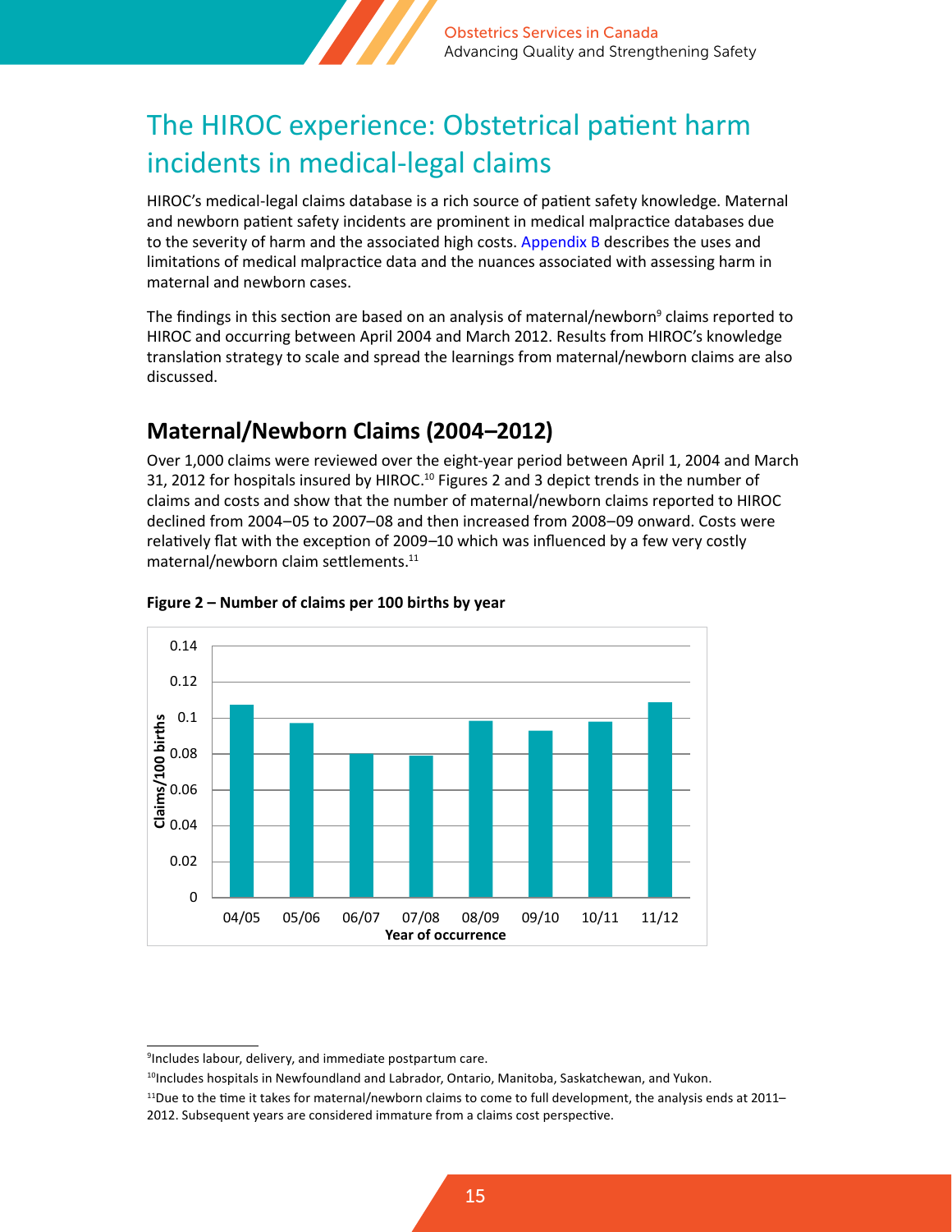# The HIROC experience: Obstetrical patient harm incidents in medical-legal claims

HIROC's medical-legal claims database is a rich source of patient safety knowledge. Maternal and newborn patient safety incidents are prominent in medical malpractice databases due to the severity of harm and the associated high costs. Appendix B describes the uses and limitations of medical malpractice data and the nuances associated with assessing harm in maternal and newborn cases.

The findings in this section are based on an analysis of maternal/newborn[9] claims reported to HIROC and occurring between April 2004 and March 2012. Results from HIROC's knowledge translation strategy to scale and spread the learnings from maternal/newborn claims are also discussed.

## Maternal/Newborn Claims (2004–2012)

Over 1,000 claims were reviewed over the eight-year period between April 1, 2004 and March 31, 2012 for hospitals insured by HIROC.[10] Figures 2 and 3 depict trends in the number of claims and costs and show that the number of maternal/newborn claims reported to HIROC declined from 2004–05 to 2007–08 and then increased from 2008–09 onward. Costs were relatively flat with the exception of 2009–10 which was influenced by a few very costly maternal/newborn claim settlements.[11]

**Figure 2 – Number of claims per 100 births by year**

Claims/100 births by year of occurrence: 04/05, 05/06, 06/07, 07/08, 08/09, 09/10, 10/11, 11/12 (y-axis 0 to 0.14)

---

[9]Includes labour, delivery, and immediate postpartum care.

[10]Includes hospitals in Newfoundland and Labrador, Ontario, Manitoba, Saskatchewan, and Yukon.

[11]Due to the time it takes for maternal/newborn claims to come to full development, the analysis ends at 2011–2012. Subsequent years are considered immature from a claims cost perspective.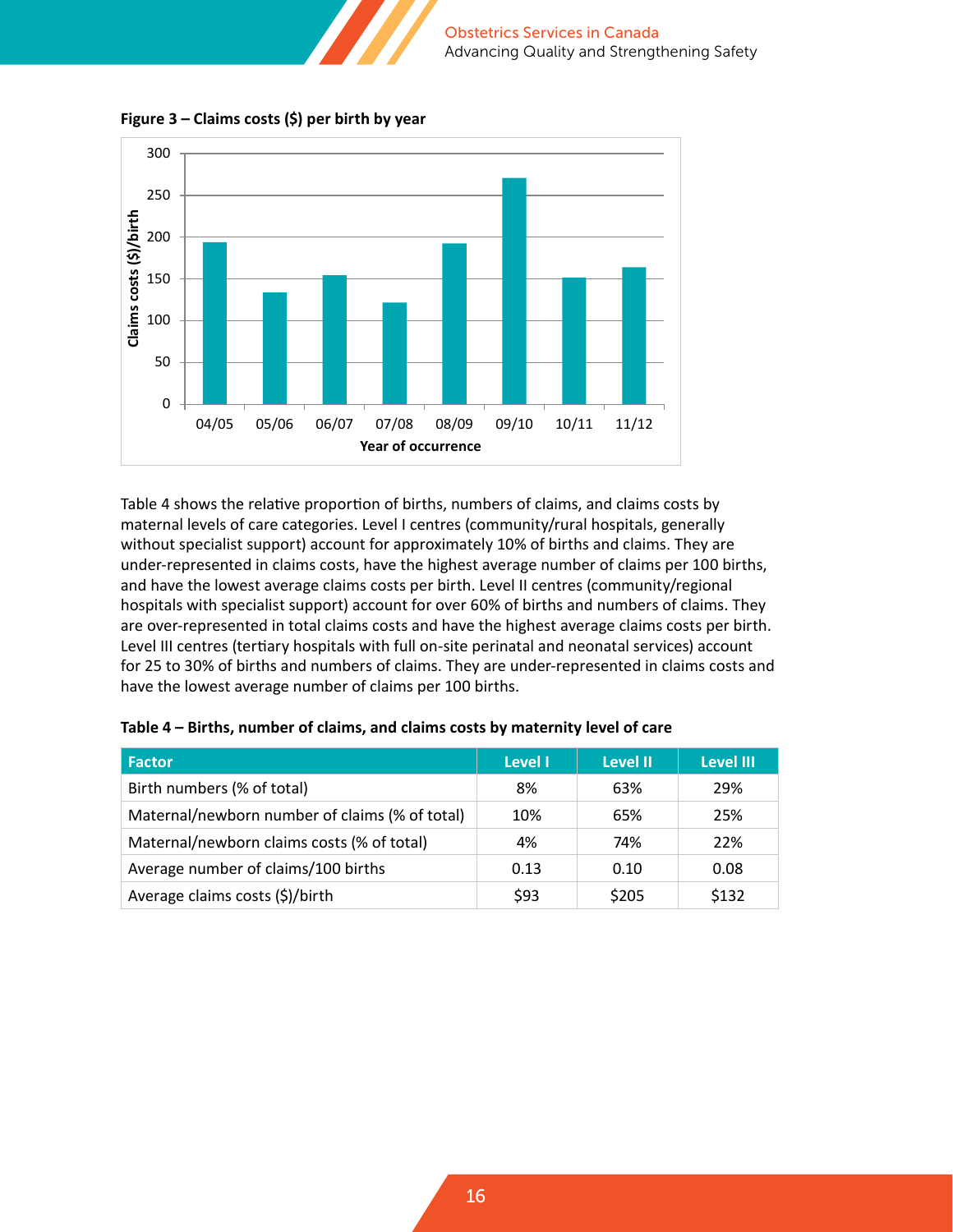**Figure 3 – Claims costs ($) per birth by year**

Table 4 shows the relative proportion of births, numbers of claims, and claims costs by maternal levels of care categories. Level I centres (community/rural hospitals, generally without specialist support) account for approximately 10% of births and claims. They are under-represented in claims costs, have the highest average number of claims per 100 births, and have the lowest average claims costs per birth. Level II centres (community/regional hospitals with specialist support) account for over 60% of births and numbers of claims. They are over-represented in total claims costs and have the highest average claims costs per birth. Level III centres (tertiary hospitals with full on-site perinatal and neonatal services) account for 25 to 30% of births and numbers of claims. They are under-represented in claims costs and have the lowest average number of claims per 100 births.

**Table 4 – Births, number of claims, and claims costs by maternity level of care**

| Factor | Level I | Level II | Level III |
|---|---|---|---|
| Birth numbers (% of total) | 8% | 63% | 29% |
| Maternal/newborn number of claims (% of total) | 10% | 65% | 25% |
| Maternal/newborn claims costs (% of total) | 4% | 74% | 22% |
| Average number of claims/100 births | 0.13 | 0.10 | 0.08 |
| Average claims costs ($)/birth | $93 | $205 | $132 |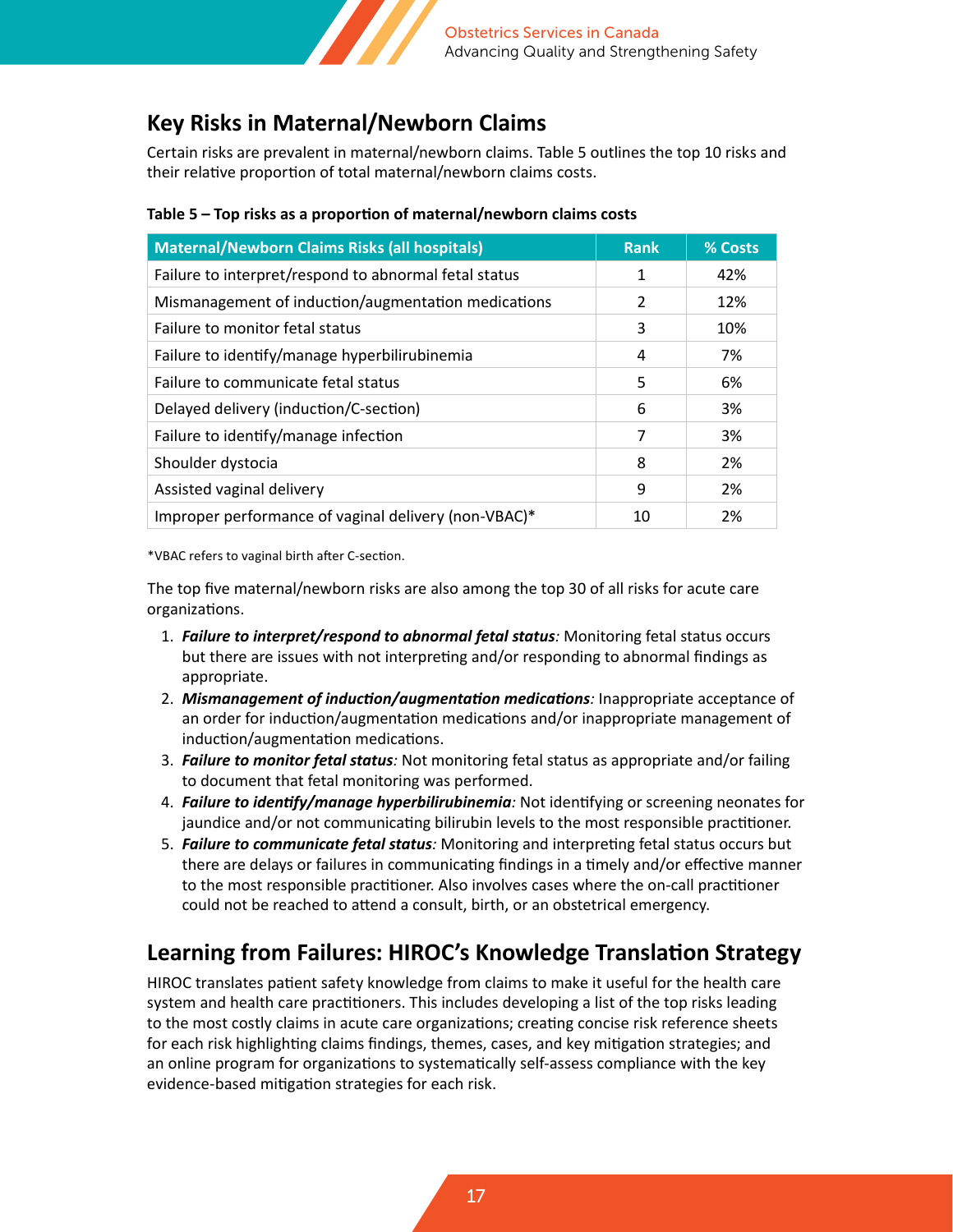## Key Risks in Maternal/Newborn Claims

Certain risks are prevalent in maternal/newborn claims. Table 5 outlines the top 10 risks and their relative proportion of total maternal/newborn claims costs.

**Table 5 – Top risks as a proportion of maternal/newborn claims costs**

| Maternal/Newborn Claims Risks (all hospitals) | Rank | % Costs |
| --- | --- | --- |
| Failure to interpret/respond to abnormal fetal status | 1 | 42% |
| Mismanagement of induction/augmentation medications | 2 | 12% |
| Failure to monitor fetal status | 3 | 10% |
| Failure to identify/manage hyperbilirubinemia | 4 | 7% |
| Failure to communicate fetal status | 5 | 6% |
| Delayed delivery (induction/C-section) | 6 | 3% |
| Failure to identify/manage infection | 7 | 3% |
| Shoulder dystocia | 8 | 2% |
| Assisted vaginal delivery | 9 | 2% |
| Improper performance of vaginal delivery (non-VBAC)* | 10 | 2% |

*VBAC refers to vaginal birth after C-section.

The top five maternal/newborn risks are also among the top 30 of all risks for acute care organizations.

1. ***Failure to interpret/respond to abnormal fetal status****:* Monitoring fetal status occurs but there are issues with not interpreting and/or responding to abnormal findings as appropriate.
2. ***Mismanagement of induction/augmentation medications****:* Inappropriate acceptance of an order for induction/augmentation medications and/or inappropriate management of induction/augmentation medications.
3. ***Failure to monitor fetal status****:* Not monitoring fetal status as appropriate and/or failing to document that fetal monitoring was performed.
4. ***Failure to identify/manage hyperbilirubinemia****:* Not identifying or screening neonates for jaundice and/or not communicating bilirubin levels to the most responsible practitioner.
5. ***Failure to communicate fetal status****:* Monitoring and interpreting fetal status occurs but there are delays or failures in communicating findings in a timely and/or effective manner to the most responsible practitioner. Also involves cases where the on-call practitioner could not be reached to attend a consult, birth, or an obstetrical emergency.

## Learning from Failures: HIROC's Knowledge Translation Strategy

HIROC translates patient safety knowledge from claims to make it useful for the health care system and health care practitioners. This includes developing a list of the top risks leading to the most costly claims in acute care organizations; creating concise risk reference sheets for each risk highlighting claims findings, themes, cases, and key mitigation strategies; and an online program for organizations to systematically self-assess compliance with the key evidence-based mitigation strategies for each risk.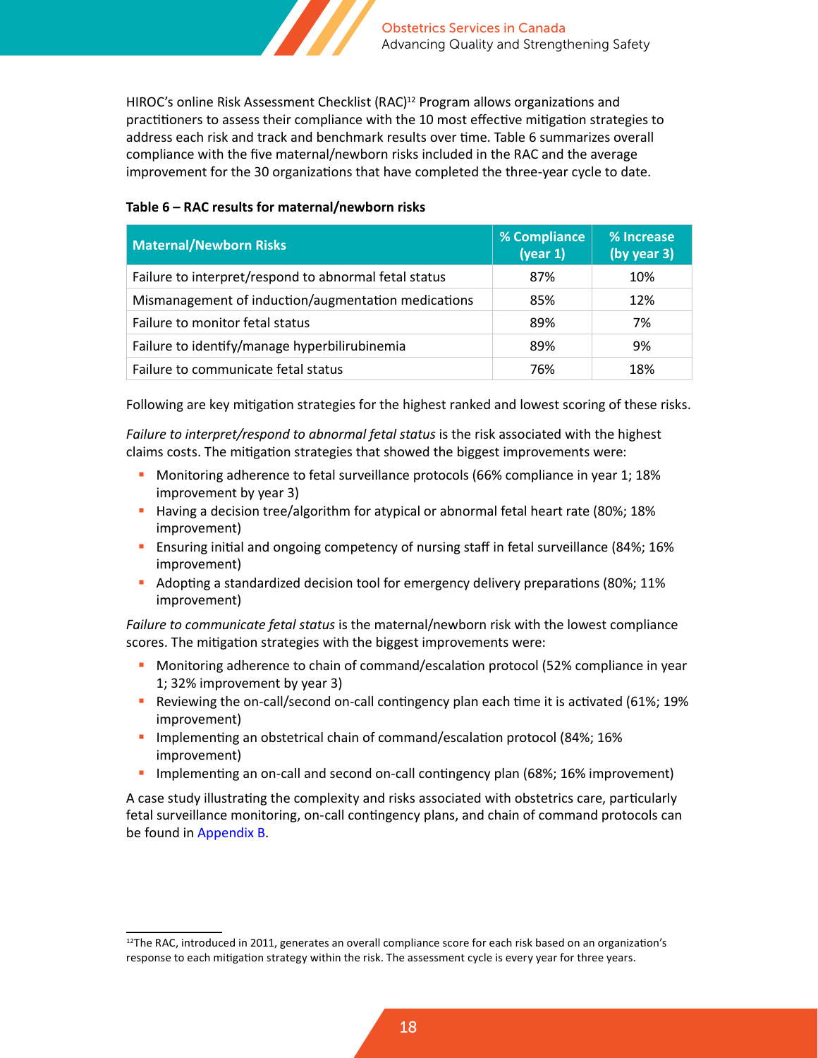HIROC's online Risk Assessment Checklist (RAC)[12] Program allows organizations and practitioners to assess their compliance with the 10 most effective mitigation strategies to address each risk and track and benchmark results over time. Table 6 summarizes overall compliance with the five maternal/newborn risks included in the RAC and the average improvement for the 30 organizations that have completed the three-year cycle to date.

**Table 6 – RAC results for maternal/newborn risks**

| Maternal/Newborn Risks | % Compliance (year 1) | % Increase (by year 3) |
|---|---|---|
| Failure to interpret/respond to abnormal fetal status | 87% | 10% |
| Mismanagement of induction/augmentation medications | 85% | 12% |
| Failure to monitor fetal status | 89% | 7% |
| Failure to identify/manage hyperbilirubinemia | 89% | 9% |
| Failure to communicate fetal status | 76% | 18% |

Following are key mitigation strategies for the highest ranked and lowest scoring of these risks.

*Failure to interpret/respond to abnormal fetal status* is the risk associated with the highest claims costs. The mitigation strategies that showed the biggest improvements were:

- Monitoring adherence to fetal surveillance protocols (66% compliance in year 1; 18% improvement by year 3)
- Having a decision tree/algorithm for atypical or abnormal fetal heart rate (80%; 18% improvement)
- Ensuring initial and ongoing competency of nursing staff in fetal surveillance (84%; 16% improvement)
- Adopting a standardized decision tool for emergency delivery preparations (80%; 11% improvement)

*Failure to communicate fetal status* is the maternal/newborn risk with the lowest compliance scores. The mitigation strategies with the biggest improvements were:

- Monitoring adherence to chain of command/escalation protocol (52% compliance in year 1; 32% improvement by year 3)
- Reviewing the on-call/second on-call contingency plan each time it is activated (61%; 19% improvement)
- Implementing an obstetrical chain of command/escalation protocol (84%; 16% improvement)
- Implementing an on-call and second on-call contingency plan (68%; 16% improvement)

A case study illustrating the complexity and risks associated with obstetrics care, particularly fetal surveillance monitoring, on-call contingency plans, and chain of command protocols can be found in Appendix B.

[12]The RAC, introduced in 2011, generates an overall compliance score for each risk based on an organization's response to each mitigation strategy within the risk. The assessment cycle is every year for three years.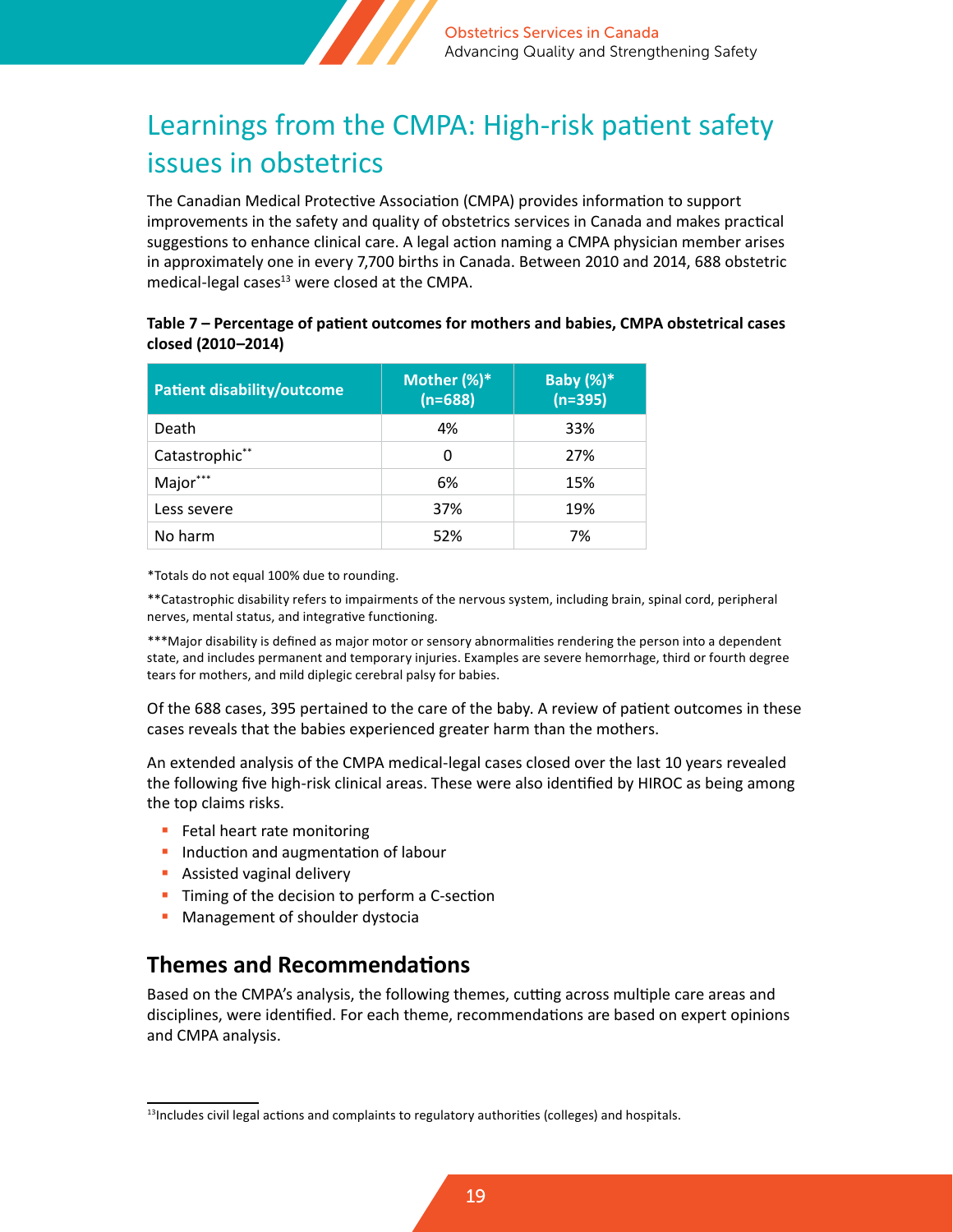# Learnings from the CMPA: High-risk patient safety issues in obstetrics

The Canadian Medical Protective Association (CMPA) provides information to support improvements in the safety and quality of obstetrics services in Canada and makes practical suggestions to enhance clinical care. A legal action naming a CMPA physician member arises in approximately one in every 7,700 births in Canada. Between 2010 and 2014, 688 obstetric medical-legal cases[13] were closed at the CMPA.

**Table 7 – Percentage of patient outcomes for mothers and babies, CMPA obstetrical cases closed (2010–2014)**

| Patient disability/outcome | Mother (%)* (n=688) | Baby (%)* (n=395) |
|---|---|---|
| Death | 4% | 33% |
| Catastrophic** | 0 | 27% |
| Major*** | 6% | 15% |
| Less severe | 37% | 19% |
| No harm | 52% | 7% |

*Totals do not equal 100% due to rounding.

**Catastrophic disability refers to impairments of the nervous system, including brain, spinal cord, peripheral nerves, mental status, and integrative functioning.

***Major disability is defined as major motor or sensory abnormalities rendering the person into a dependent state, and includes permanent and temporary injuries. Examples are severe hemorrhage, third or fourth degree tears for mothers, and mild diplegic cerebral palsy for babies.

Of the 688 cases, 395 pertained to the care of the baby. A review of patient outcomes in these cases reveals that the babies experienced greater harm than the mothers.

An extended analysis of the CMPA medical-legal cases closed over the last 10 years revealed the following five high-risk clinical areas. These were also identified by HIROC as being among the top claims risks.

- Fetal heart rate monitoring
- Induction and augmentation of labour
- Assisted vaginal delivery
- Timing of the decision to perform a C-section
- Management of shoulder dystocia

## Themes and Recommendations

Based on the CMPA's analysis, the following themes, cutting across multiple care areas and disciplines, were identified. For each theme, recommendations are based on expert opinions and CMPA analysis.

[13]Includes civil legal actions and complaints to regulatory authorities (colleges) and hospitals.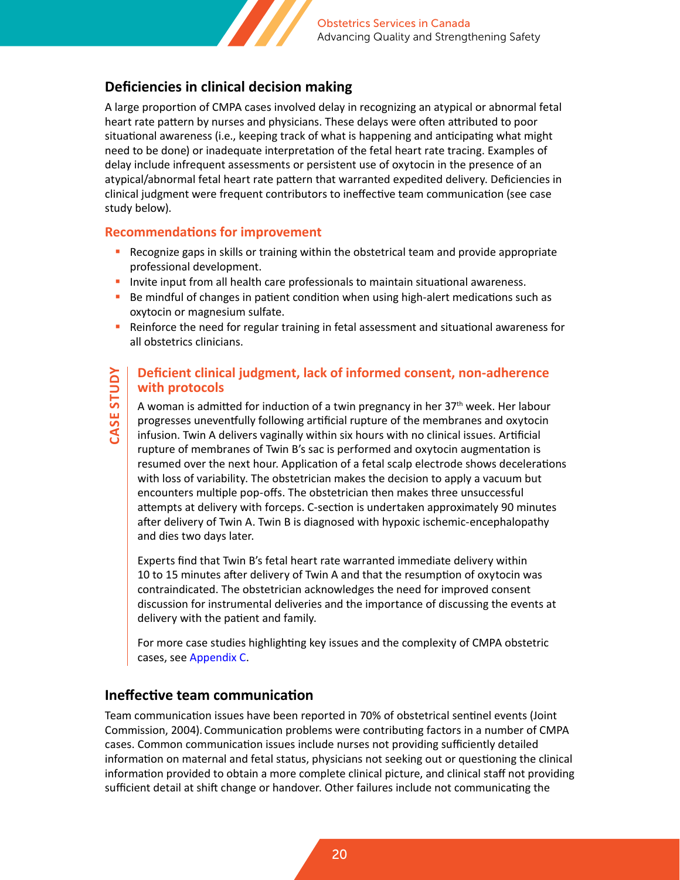## Deficiencies in clinical decision making

A large proportion of CMPA cases involved delay in recognizing an atypical or abnormal fetal heart rate pattern by nurses and physicians. These delays were often attributed to poor situational awareness (i.e., keeping track of what is happening and anticipating what might need to be done) or inadequate interpretation of the fetal heart rate tracing. Examples of delay include infrequent assessments or persistent use of oxytocin in the presence of an atypical/abnormal fetal heart rate pattern that warranted expedited delivery. Deficiencies in clinical judgment were frequent contributors to ineffective team communication (see case study below).

### Recommendations for improvement

- Recognize gaps in skills or training within the obstetrical team and provide appropriate professional development.
- Invite input from all health care professionals to maintain situational awareness.
- Be mindful of changes in patient condition when using high-alert medications such as oxytocin or magnesium sulfate.
- Reinforce the need for regular training in fetal assessment and situational awareness for all obstetrics clinicians.

**CASE STUDY**

### Deficient clinical judgment, lack of informed consent, non-adherence with protocols

A woman is admitted for induction of a twin pregnancy in her 37th week. Her labour progresses uneventfully following artificial rupture of the membranes and oxytocin infusion. Twin A delivers vaginally within six hours with no clinical issues. Artificial rupture of membranes of Twin B's sac is performed and oxytocin augmentation is resumed over the next hour. Application of a fetal scalp electrode shows decelerations with loss of variability. The obstetrician makes the decision to apply a vacuum but encounters multiple pop-offs. The obstetrician then makes three unsuccessful attempts at delivery with forceps. C-section is undertaken approximately 90 minutes after delivery of Twin A. Twin B is diagnosed with hypoxic ischemic-encephalopathy and dies two days later.

Experts find that Twin B's fetal heart rate warranted immediate delivery within 10 to 15 minutes after delivery of Twin A and that the resumption of oxytocin was contraindicated. The obstetrician acknowledges the need for improved consent discussion for instrumental deliveries and the importance of discussing the events at delivery with the patient and family.

For more case studies highlighting key issues and the complexity of CMPA obstetric cases, see Appendix C.

## Ineffective team communication

Team communication issues have been reported in 70% of obstetrical sentinel events (Joint Commission, 2004). Communication problems were contributing factors in a number of CMPA cases. Common communication issues include nurses not providing sufficiently detailed information on maternal and fetal status, physicians not seeking out or questioning the clinical information provided to obtain a more complete clinical picture, and clinical staff not providing sufficient detail at shift change or handover. Other failures include not communicating the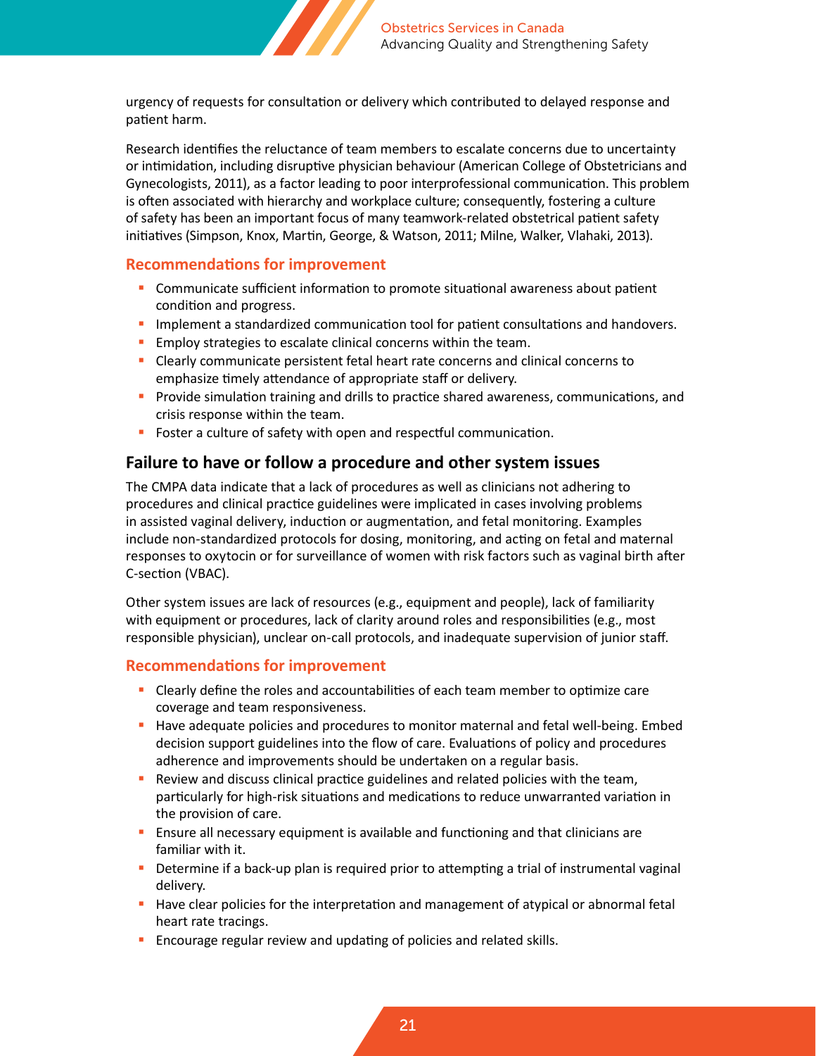urgency of requests for consultation or delivery which contributed to delayed response and patient harm.

Research identifies the reluctance of team members to escalate concerns due to uncertainty or intimidation, including disruptive physician behaviour (American College of Obstetricians and Gynecologists, 2011), as a factor leading to poor interprofessional communication. This problem is often associated with hierarchy and workplace culture; consequently, fostering a culture of safety has been an important focus of many teamwork-related obstetrical patient safety initiatives (Simpson, Knox, Martin, George, & Watson, 2011; Milne, Walker, Vlahaki, 2013).

### Recommendations for improvement

- Communicate sufficient information to promote situational awareness about patient condition and progress.
- Implement a standardized communication tool for patient consultations and handovers.
- Employ strategies to escalate clinical concerns within the team.
- Clearly communicate persistent fetal heart rate concerns and clinical concerns to emphasize timely attendance of appropriate staff or delivery.
- Provide simulation training and drills to practice shared awareness, communications, and crisis response within the team.
- Foster a culture of safety with open and respectful communication.

## Failure to have or follow a procedure and other system issues

The CMPA data indicate that a lack of procedures as well as clinicians not adhering to procedures and clinical practice guidelines were implicated in cases involving problems in assisted vaginal delivery, induction or augmentation, and fetal monitoring. Examples include non-standardized protocols for dosing, monitoring, and acting on fetal and maternal responses to oxytocin or for surveillance of women with risk factors such as vaginal birth after C-section (VBAC).

Other system issues are lack of resources (e.g., equipment and people), lack of familiarity with equipment or procedures, lack of clarity around roles and responsibilities (e.g., most responsible physician), unclear on-call protocols, and inadequate supervision of junior staff.

### Recommendations for improvement

- Clearly define the roles and accountabilities of each team member to optimize care coverage and team responsiveness.
- Have adequate policies and procedures to monitor maternal and fetal well-being. Embed decision support guidelines into the flow of care. Evaluations of policy and procedures adherence and improvements should be undertaken on a regular basis.
- Review and discuss clinical practice guidelines and related policies with the team, particularly for high-risk situations and medications to reduce unwarranted variation in the provision of care.
- Ensure all necessary equipment is available and functioning and that clinicians are familiar with it.
- Determine if a back-up plan is required prior to attempting a trial of instrumental vaginal delivery.
- Have clear policies for the interpretation and management of atypical or abnormal fetal heart rate tracings.
- Encourage regular review and updating of policies and related skills.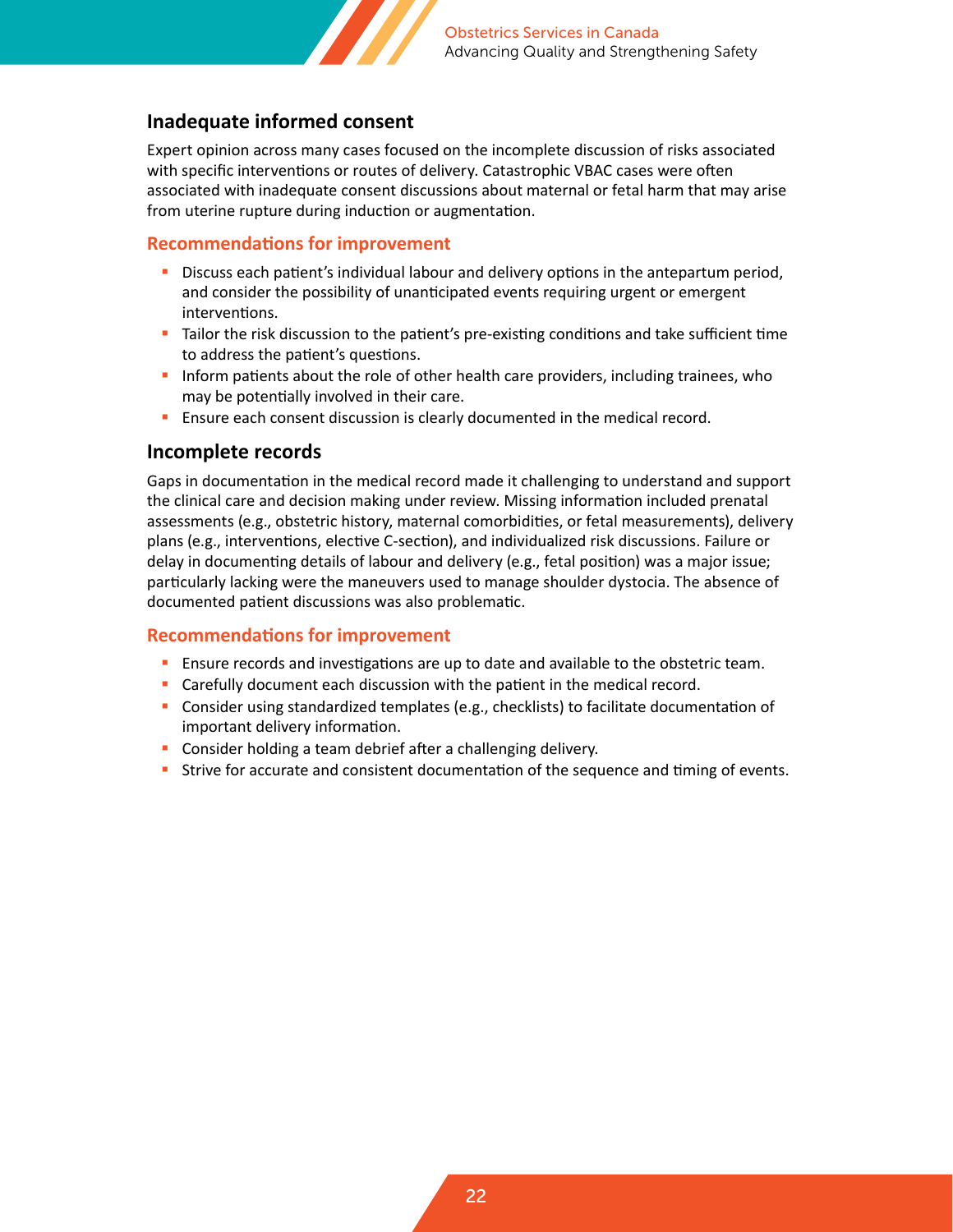### Inadequate informed consent

Expert opinion across many cases focused on the incomplete discussion of risks associated with specific interventions or routes of delivery. Catastrophic VBAC cases were often associated with inadequate consent discussions about maternal or fetal harm that may arise from uterine rupture during induction or augmentation.

#### Recommendations for improvement

- Discuss each patient's individual labour and delivery options in the antepartum period, and consider the possibility of unanticipated events requiring urgent or emergent interventions.
- Tailor the risk discussion to the patient's pre-existing conditions and take sufficient time to address the patient's questions.
- Inform patients about the role of other health care providers, including trainees, who may be potentially involved in their care.
- Ensure each consent discussion is clearly documented in the medical record.

### Incomplete records

Gaps in documentation in the medical record made it challenging to understand and support the clinical care and decision making under review. Missing information included prenatal assessments (e.g., obstetric history, maternal comorbidities, or fetal measurements), delivery plans (e.g., interventions, elective C-section), and individualized risk discussions. Failure or delay in documenting details of labour and delivery (e.g., fetal position) was a major issue; particularly lacking were the maneuvers used to manage shoulder dystocia. The absence of documented patient discussions was also problematic.

#### Recommendations for improvement

- Ensure records and investigations are up to date and available to the obstetric team.
- Carefully document each discussion with the patient in the medical record.
- Consider using standardized templates (e.g., checklists) to facilitate documentation of important delivery information.
- Consider holding a team debrief after a challenging delivery.
- Strive for accurate and consistent documentation of the sequence and timing of events.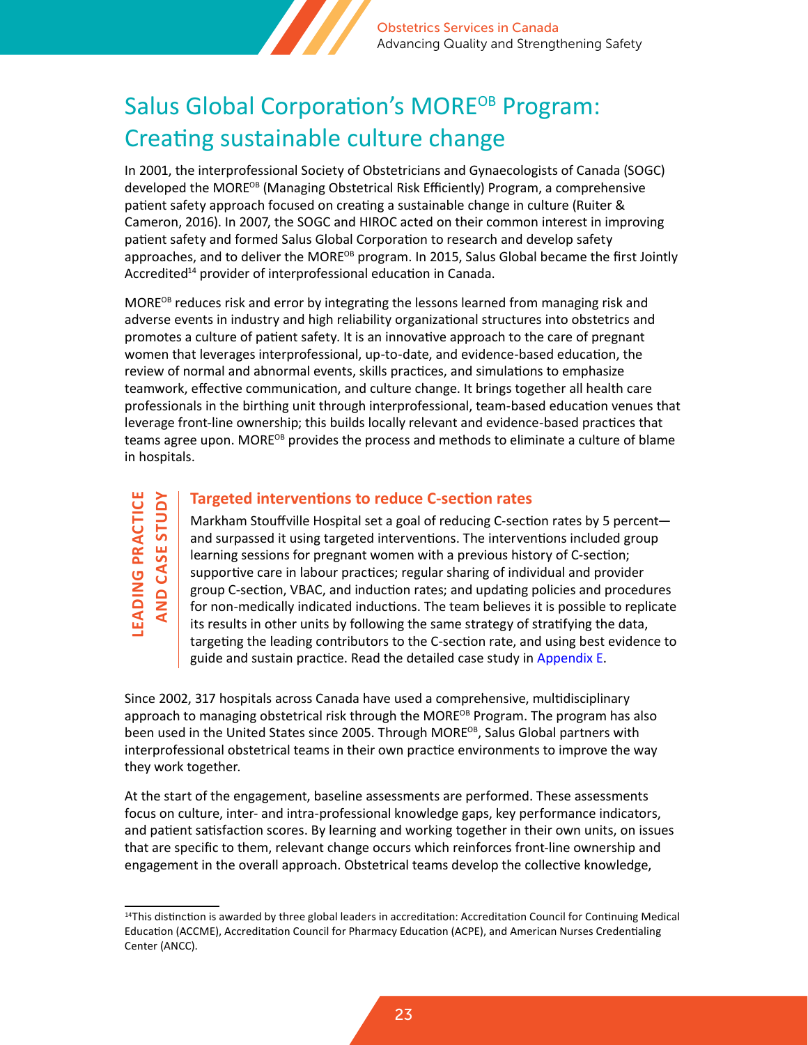# Salus Global Corporation's MORE$^{OB}$ Program: Creating sustainable culture change

In 2001, the interprofessional Society of Obstetricians and Gynaecologists of Canada (SOGC) developed the MORE$^{OB}$ (Managing Obstetrical Risk Efficiently) Program, a comprehensive patient safety approach focused on creating a sustainable change in culture (Ruiter & Cameron, 2016). In 2007, the SOGC and HIROC acted on their common interest in improving patient safety and formed Salus Global Corporation to research and develop safety approaches, and to deliver the MORE$^{OB}$ program. In 2015, Salus Global became the first Jointly Accredited[14] provider of interprofessional education in Canada.

MORE$^{OB}$ reduces risk and error by integrating the lessons learned from managing risk and adverse events in industry and high reliability organizational structures into obstetrics and promotes a culture of patient safety. It is an innovative approach to the care of pregnant women that leverages interprofessional, up-to-date, and evidence-based education, the review of normal and abnormal events, skills practices, and simulations to emphasize teamwork, effective communication, and culture change. It brings together all health care professionals in the birthing unit through interprofessional, team-based education venues that leverage front-line ownership; this builds locally relevant and evidence-based practices that teams agree upon. MORE$^{OB}$ provides the process and methods to eliminate a culture of blame in hospitals.

**LEADING PRACTICE AND CASE STUDY**

### Targeted interventions to reduce C-section rates

Markham Stouffville Hospital set a goal of reducing C-section rates by 5 percent—and surpassed it using targeted interventions. The interventions included group learning sessions for pregnant women with a previous history of C-section; supportive care in labour practices; regular sharing of individual and provider group C-section, VBAC, and induction rates; and updating policies and procedures for non-medically indicated inductions. The team believes it is possible to replicate its results in other units by following the same strategy of stratifying the data, targeting the leading contributors to the C-section rate, and using best evidence to guide and sustain practice. Read the detailed case study in Appendix E.

Since 2002, 317 hospitals across Canada have used a comprehensive, multidisciplinary approach to managing obstetrical risk through the MORE$^{OB}$ Program. The program has also been used in the United States since 2005. Through MORE$^{OB}$, Salus Global partners with interprofessional obstetrical teams in their own practice environments to improve the way they work together.

At the start of the engagement, baseline assessments are performed. These assessments focus on culture, inter- and intra-professional knowledge gaps, key performance indicators, and patient satisfaction scores. By learning and working together in their own units, on issues that are specific to them, relevant change occurs which reinforces front-line ownership and engagement in the overall approach. Obstetrical teams develop the collective knowledge,

---

[14] This distinction is awarded by three global leaders in accreditation: Accreditation Council for Continuing Medical Education (ACCME), Accreditation Council for Pharmacy Education (ACPE), and American Nurses Credentialing Center (ANCC).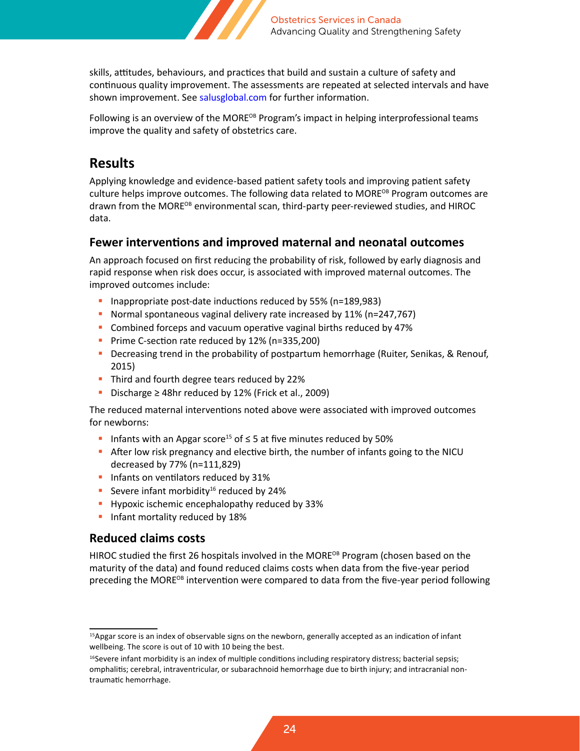skills, attitudes, behaviours, and practices that build and sustain a culture of safety and continuous quality improvement. The assessments are repeated at selected intervals and have shown improvement. See salusglobal.com for further information.

Following is an overview of the MORE$^{OB}$ Program's impact in helping interprofessional teams improve the quality and safety of obstetrics care.

## Results

Applying knowledge and evidence-based patient safety tools and improving patient safety culture helps improve outcomes. The following data related to MORE$^{OB}$ Program outcomes are drawn from the MORE$^{OB}$ environmental scan, third-party peer-reviewed studies, and HIROC data.

### Fewer interventions and improved maternal and neonatal outcomes

An approach focused on first reducing the probability of risk, followed by early diagnosis and rapid response when risk does occur, is associated with improved maternal outcomes. The improved outcomes include:

- Inappropriate post-date inductions reduced by 55% (n=189,983)
- Normal spontaneous vaginal delivery rate increased by 11% (n=247,767)
- Combined forceps and vacuum operative vaginal births reduced by 47%
- Prime C-section rate reduced by 12% (n=335,200)
- Decreasing trend in the probability of postpartum hemorrhage (Ruiter, Senikas, & Renouf, 2015)
- Third and fourth degree tears reduced by 22%
- Discharge ≥ 48hr reduced by 12% (Frick et al., 2009)

The reduced maternal interventions noted above were associated with improved outcomes for newborns:

- Infants with an Apgar score[15] of ≤ 5 at five minutes reduced by 50%
- After low risk pregnancy and elective birth, the number of infants going to the NICU decreased by 77% (n=111,829)
- Infants on ventilators reduced by 31%
- Severe infant morbidity[16] reduced by 24%
- Hypoxic ischemic encephalopathy reduced by 33%
- Infant mortality reduced by 18%

### Reduced claims costs

HIROC studied the first 26 hospitals involved in the MORE$^{OB}$ Program (chosen based on the maturity of the data) and found reduced claims costs when data from the five-year period preceding the MORE$^{OB}$ intervention were compared to data from the five-year period following

---

[15] Apgar score is an index of observable signs on the newborn, generally accepted as an indication of infant wellbeing. The score is out of 10 with 10 being the best.

[16] Severe infant morbidity is an index of multiple conditions including respiratory distress; bacterial sepsis; omphalitis; cerebral, intraventricular, or subarachnoid hemorrhage due to birth injury; and intracranial non-traumatic hemorrhage.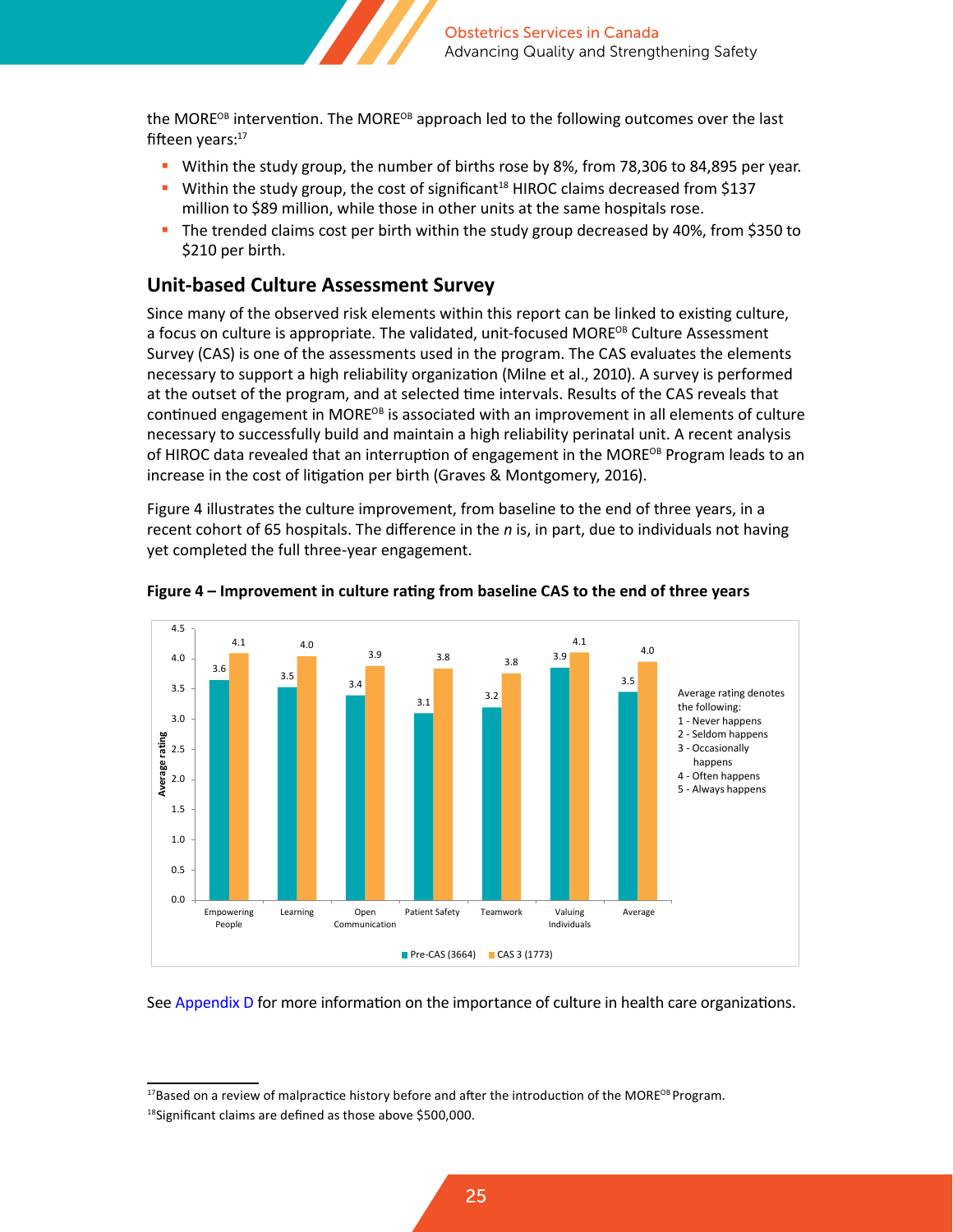the MORE[OB] intervention. The MORE[OB] approach led to the following outcomes over the last fifteen years:[17]

- Within the study group, the number of births rose by 8%, from 78,306 to 84,895 per year.
- Within the study group, the cost of significant[18] HIROC claims decreased from $137 million to $89 million, while those in other units at the same hospitals rose.
- The trended claims cost per birth within the study group decreased by 40%, from $350 to $210 per birth.

## Unit-based Culture Assessment Survey

Since many of the observed risk elements within this report can be linked to existing culture, a focus on culture is appropriate. The validated, unit-focused MORE[OB] Culture Assessment Survey (CAS) is one of the assessments used in the program. The CAS evaluates the elements necessary to support a high reliability organization (Milne et al., 2010). A survey is performed at the outset of the program, and at selected time intervals. Results of the CAS reveals that continued engagement in MORE[OB] is associated with an improvement in all elements of culture necessary to successfully build and maintain a high reliability perinatal unit. A recent analysis of HIROC data revealed that an interruption of engagement in the MORE[OB] Program leads to an increase in the cost of litigation per birth (Graves & Montgomery, 2016).

Figure 4 illustrates the culture improvement, from baseline to the end of three years, in a recent cohort of 65 hospitals. The difference in the *n* is, in part, due to individuals not having yet completed the full three-year engagement.

**Figure 4 – Improvement in culture rating from baseline CAS to the end of three years**

| Average rating | Pre-CAS (3664) | CAS 3 (1773) |
|---|---|---|
| Empowering People | 3.6 | 4.1 |
| Learning | 3.5 | 4.0 |
| Open Communication | 3.4 | 3.9 |
| Patient Safety | 3.1 | 3.8 |
| Teamwork | 3.2 | 3.8 |
| Valuing Individuals | 3.9 | 4.1 |
| Average | 3.5 | 4.0 |

Average rating denotes the following:
1 - Never happens
2 - Seldom happens
3 - Occasionally happens
4 - Often happens
5 - Always happens

See Appendix D for more information on the importance of culture in health care organizations.

---

[17] Based on a review of malpractice history before and after the introduction of the MORE[OB] Program.

[18] Significant claims are defined as those above $500,000.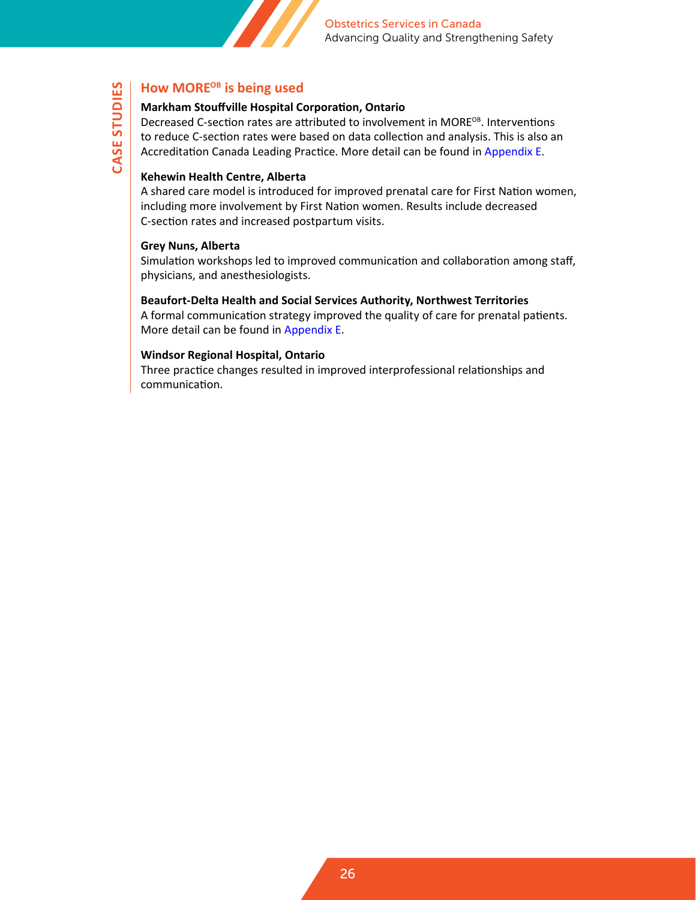CASE STUDIES

## How MORE[OB] is being used

**Markham Stouffville Hospital Corporation, Ontario**
Decreased C-section rates are attributed to involvement in MORE[OB]. Interventions to reduce C-section rates were based on data collection and analysis. This is also an Accreditation Canada Leading Practice. More detail can be found in Appendix E.

**Kehewin Health Centre, Alberta**
A shared care model is introduced for improved prenatal care for First Nation women, including more involvement by First Nation women. Results include decreased C-section rates and increased postpartum visits.

**Grey Nuns, Alberta**
Simulation workshops led to improved communication and collaboration among staff, physicians, and anesthesiologists.

**Beaufort-Delta Health and Social Services Authority, Northwest Territories**
A formal communication strategy improved the quality of care for prenatal patients. More detail can be found in Appendix E.

**Windsor Regional Hospital, Ontario**
Three practice changes resulted in improved interprofessional relationships and communication.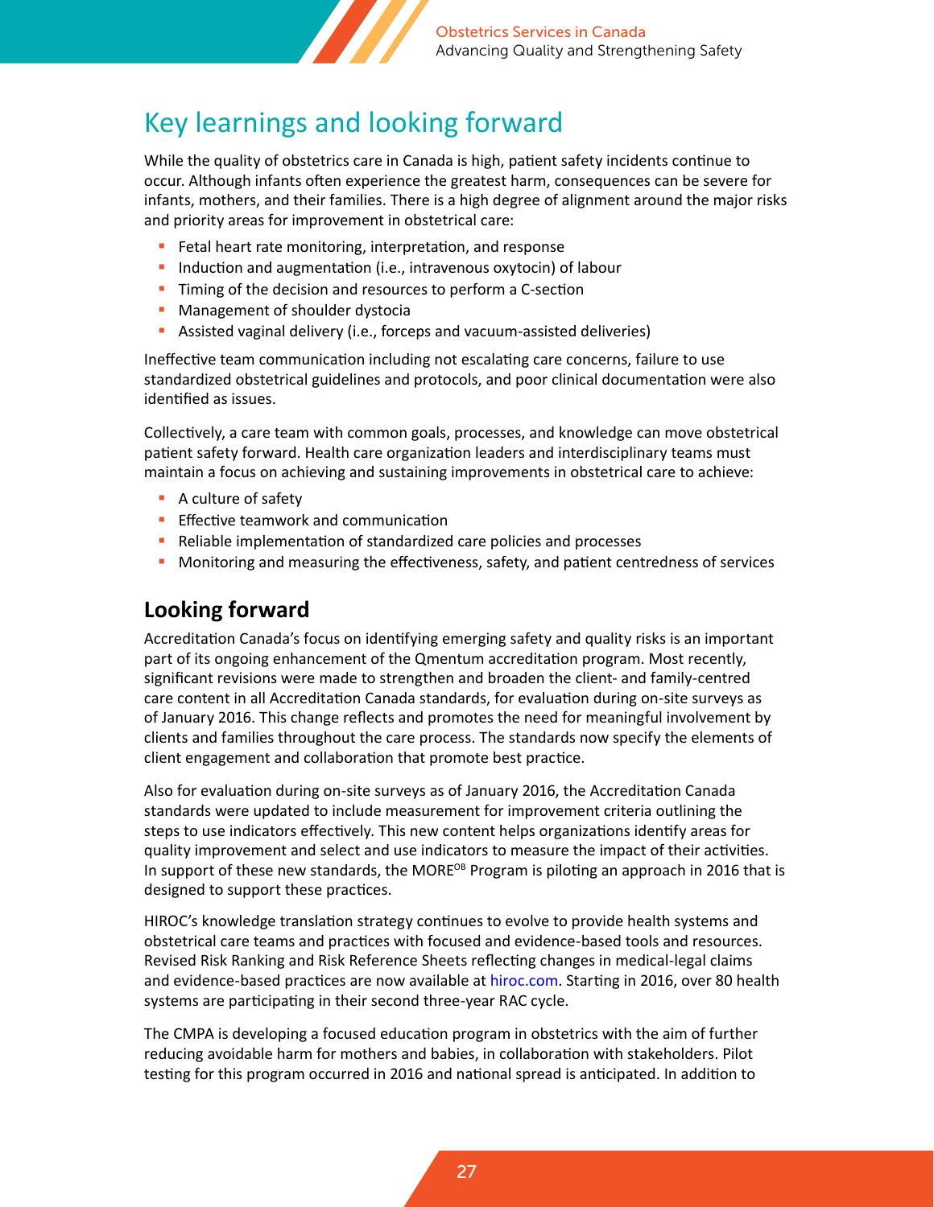# Key learnings and looking forward

While the quality of obstetrics care in Canada is high, patient safety incidents continue to occur. Although infants often experience the greatest harm, consequences can be severe for infants, mothers, and their families. There is a high degree of alignment around the major risks and priority areas for improvement in obstetrical care:

- Fetal heart rate monitoring, interpretation, and response
- Induction and augmentation (i.e., intravenous oxytocin) of labour
- Timing of the decision and resources to perform a C-section
- Management of shoulder dystocia
- Assisted vaginal delivery (i.e., forceps and vacuum-assisted deliveries)

Ineffective team communication including not escalating care concerns, failure to use standardized obstetrical guidelines and protocols, and poor clinical documentation were also identified as issues.

Collectively, a care team with common goals, processes, and knowledge can move obstetrical patient safety forward. Health care organization leaders and interdisciplinary teams must maintain a focus on achieving and sustaining improvements in obstetrical care to achieve:

- A culture of safety
- Effective teamwork and communication
- Reliable implementation of standardized care policies and processes
- Monitoring and measuring the effectiveness, safety, and patient centredness of services

## Looking forward

Accreditation Canada's focus on identifying emerging safety and quality risks is an important part of its ongoing enhancement of the Qmentum accreditation program. Most recently, significant revisions were made to strengthen and broaden the client- and family-centred care content in all Accreditation Canada standards, for evaluation during on-site surveys as of January 2016. This change reflects and promotes the need for meaningful involvement by clients and families throughout the care process. The standards now specify the elements of client engagement and collaboration that promote best practice.

Also for evaluation during on-site surveys as of January 2016, the Accreditation Canada standards were updated to include measurement for improvement criteria outlining the steps to use indicators effectively. This new content helps organizations identify areas for quality improvement and select and use indicators to measure the impact of their activities. In support of these new standards, the MORE[OB] Program is piloting an approach in 2016 that is designed to support these practices.

HIROC's knowledge translation strategy continues to evolve to provide health systems and obstetrical care teams and practices with focused and evidence-based tools and resources. Revised Risk Ranking and Risk Reference Sheets reflecting changes in medical-legal claims and evidence-based practices are now available at hiroc.com. Starting in 2016, over 80 health systems are participating in their second three-year RAC cycle.

The CMPA is developing a focused education program in obstetrics with the aim of further reducing avoidable harm for mothers and babies, in collaboration with stakeholders. Pilot testing for this program occurred in 2016 and national spread is anticipated. In addition to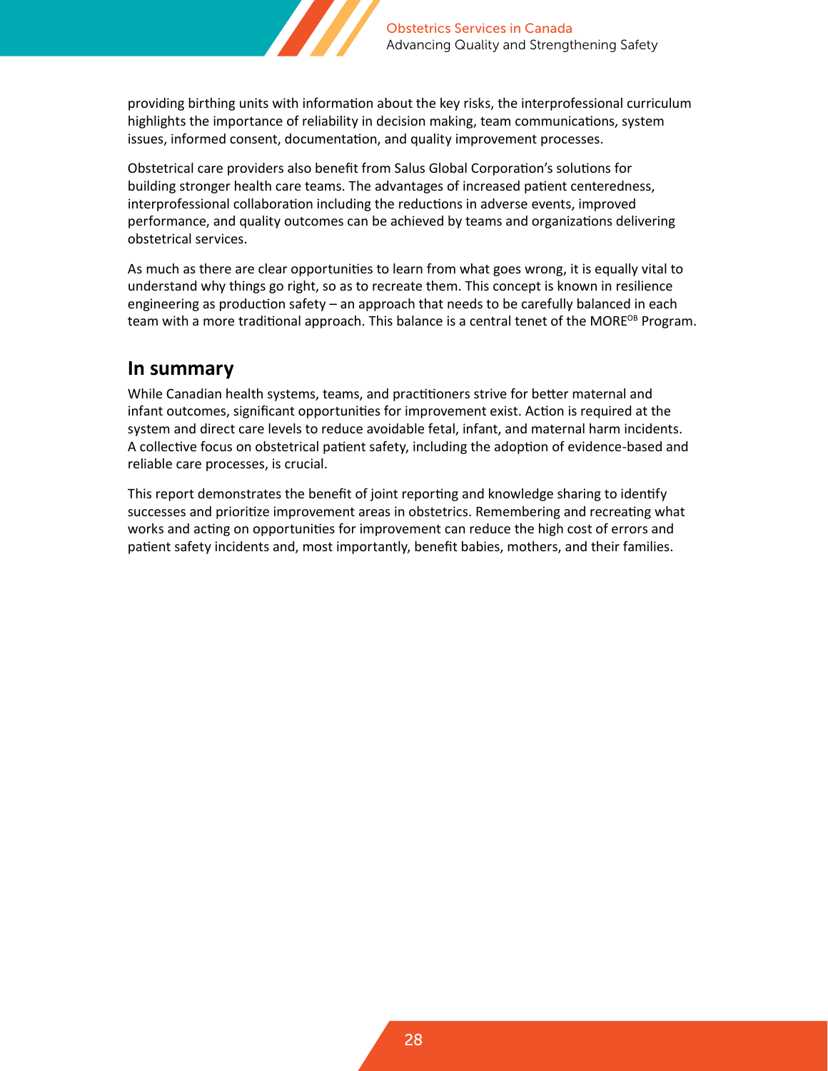providing birthing units with information about the key risks, the interprofessional curriculum highlights the importance of reliability in decision making, team communications, system issues, informed consent, documentation, and quality improvement processes.

Obstetrical care providers also benefit from Salus Global Corporation's solutions for building stronger health care teams. The advantages of increased patient centeredness, interprofessional collaboration including the reductions in adverse events, improved performance, and quality outcomes can be achieved by teams and organizations delivering obstetrical services.

As much as there are clear opportunities to learn from what goes wrong, it is equally vital to understand why things go right, so as to recreate them. This concept is known in resilience engineering as production safety – an approach that needs to be carefully balanced in each team with a more traditional approach. This balance is a central tenet of the MORE$^{OB}$ Program.

## In summary

While Canadian health systems, teams, and practitioners strive for better maternal and infant outcomes, significant opportunities for improvement exist. Action is required at the system and direct care levels to reduce avoidable fetal, infant, and maternal harm incidents. A collective focus on obstetrical patient safety, including the adoption of evidence-based and reliable care processes, is crucial.

This report demonstrates the benefit of joint reporting and knowledge sharing to identify successes and prioritize improvement areas in obstetrics. Remembering and recreating what works and acting on opportunities for improvement can reduce the high cost of errors and patient safety incidents and, most importantly, benefit babies, mothers, and their families.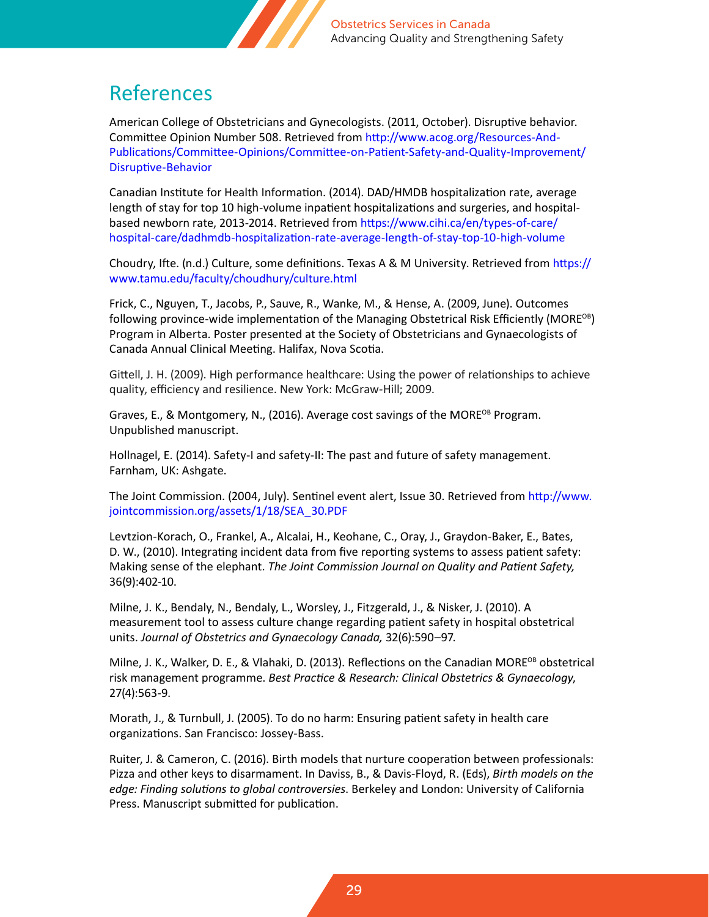# References

American College of Obstetricians and Gynecologists. (2011, October). Disruptive behavior. Committee Opinion Number 508. Retrieved from http://www.acog.org/Resources-And-Publications/Committee-Opinions/Committee-on-Patient-Safety-and-Quality-Improvement/Disruptive-Behavior

Canadian Institute for Health Information. (2014). DAD/HMDB hospitalization rate, average length of stay for top 10 high-volume inpatient hospitalizations and surgeries, and hospital-based newborn rate, 2013-2014. Retrieved from https://www.cihi.ca/en/types-of-care/hospital-care/dadhmdb-hospitalization-rate-average-length-of-stay-top-10-high-volume

Choudry, Ifte. (n.d.) Culture, some definitions. Texas A & M University. Retrieved from https://www.tamu.edu/faculty/choudhury/culture.html

Frick, C., Nguyen, T., Jacobs, P., Sauve, R., Wanke, M., & Hense, A. (2009, June). Outcomes following province-wide implementation of the Managing Obstetrical Risk Efficiently (MORE$^{OB}$) Program in Alberta. Poster presented at the Society of Obstetricians and Gynaecologists of Canada Annual Clinical Meeting. Halifax, Nova Scotia.

Gittell, J. H. (2009). High performance healthcare: Using the power of relationships to achieve quality, efficiency and resilience. New York: McGraw-Hill; 2009.

Graves, E., & Montgomery, N., (2016). Average cost savings of the MORE$^{OB}$ Program. Unpublished manuscript.

Hollnagel, E. (2014). Safety-I and safety-II: The past and future of safety management. Farnham, UK: Ashgate.

The Joint Commission. (2004, July). Sentinel event alert, Issue 30. Retrieved from http://www.jointcommission.org/assets/1/18/SEA_30.PDF

Levtzion-Korach, O., Frankel, A., Alcalai, H., Keohane, C., Oray, J., Graydon-Baker, E., Bates, D. W., (2010). Integrating incident data from five reporting systems to assess patient safety: Making sense of the elephant. *The Joint Commission Journal on Quality and Patient Safety,* 36(9):402-10.

Milne, J. K., Bendaly, N., Bendaly, L., Worsley, J., Fitzgerald, J., & Nisker, J. (2010). A measurement tool to assess culture change regarding patient safety in hospital obstetrical units. *Journal of Obstetrics and Gynaecology Canada,* 32(6):590–97.

Milne, J. K., Walker, D. E., & Vlahaki, D. (2013). Reflections on the Canadian MORE$^{OB}$ obstetrical risk management programme. *Best Practice & Research: Clinical Obstetrics & Gynaecology,* 27(4):563-9.

Morath, J., & Turnbull, J. (2005). To do no harm: Ensuring patient safety in health care organizations. San Francisco: Jossey-Bass.

Ruiter, J. & Cameron, C. (2016). Birth models that nurture cooperation between professionals: Pizza and other keys to disarmament. In Daviss, B., & Davis-Floyd, R. (Eds), *Birth models on the edge: Finding solutions to global controversies*. Berkeley and London: University of California Press. Manuscript submitted for publication.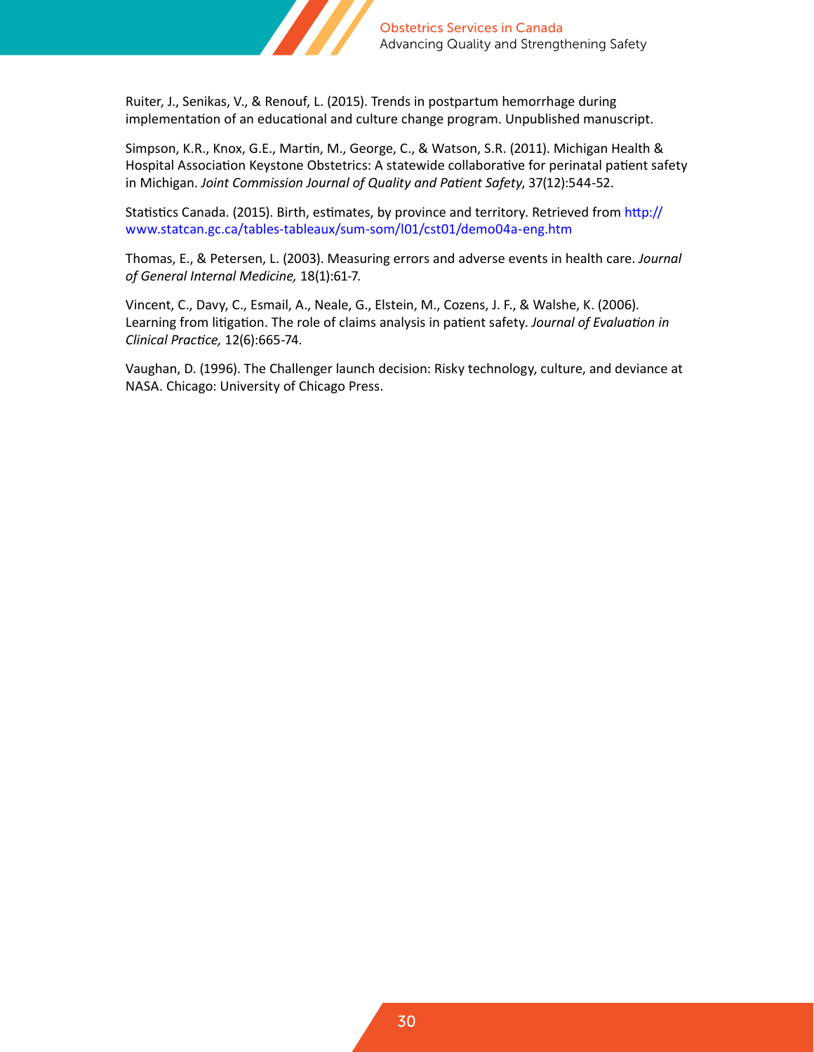Ruiter, J., Senikas, V., & Renouf, L. (2015). Trends in postpartum hemorrhage during implementation of an educational and culture change program. Unpublished manuscript.

Simpson, K.R., Knox, G.E., Martin, M., George, C., & Watson, S.R. (2011). Michigan Health & Hospital Association Keystone Obstetrics: A statewide collaborative for perinatal patient safety in Michigan. *Joint Commission Journal of Quality and Patient Safety*, 37(12):544-52.

Statistics Canada. (2015). Birth, estimates, by province and territory. Retrieved from http://www.statcan.gc.ca/tables-tableaux/sum-som/l01/cst01/demo04a-eng.htm

Thomas, E., & Petersen, L. (2003). Measuring errors and adverse events in health care. *Journal of General Internal Medicine,* 18(1):61-7.

Vincent, C., Davy, C., Esmail, A., Neale, G., Elstein, M., Cozens, J. F., & Walshe, K. (2006). Learning from litigation. The role of claims analysis in patient safety. *Journal of Evaluation in Clinical Practice,* 12(6):665-74.

Vaughan, D. (1996). The Challenger launch decision: Risky technology, culture, and deviance at NASA. Chicago: University of Chicago Press.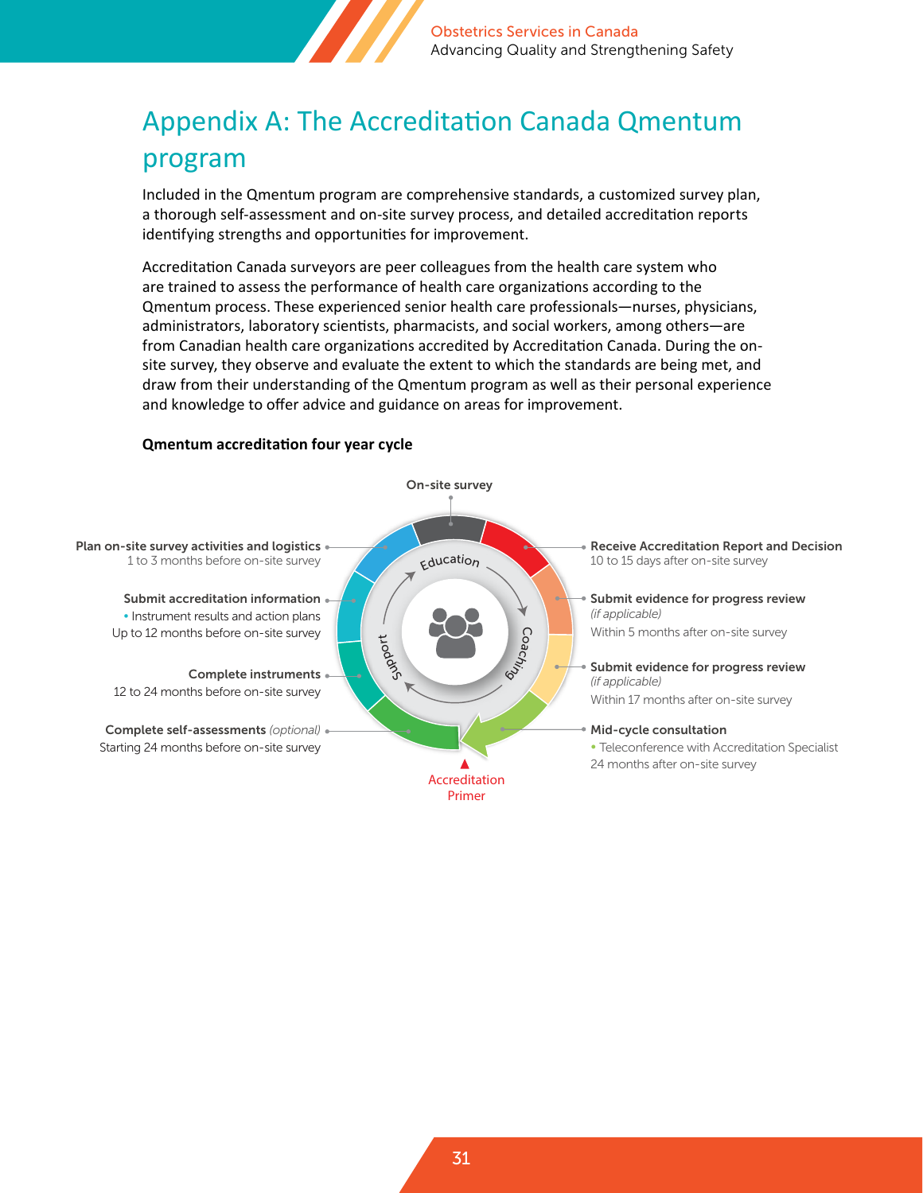# Appendix A: The Accreditation Canada Qmentum program

Included in the Qmentum program are comprehensive standards, a customized survey plan, a thorough self-assessment and on-site survey process, and detailed accreditation reports identifying strengths and opportunities for improvement.

Accreditation Canada surveyors are peer colleagues from the health care system who are trained to assess the performance of health care organizations according to the Qmentum process. These experienced senior health care professionals—nurses, physicians, administrators, laboratory scientists, pharmacists, and social workers, among others—are from Canadian health care organizations accredited by Accreditation Canada. During the on-site survey, they observe and evaluate the extent to which the standards are being met, and draw from their understanding of the Qmentum program as well as their personal experience and knowledge to offer advice and guidance on areas for improvement.

**Qmentum accreditation four year cycle**

On-site survey

**Receive Accreditation Report and Decision**
10 to 15 days after on-site survey

**Submit evidence for progress review**
*(if applicable)*
Within 5 months after on-site survey

**Submit evidence for progress review**
*(if applicable)*
Within 17 months after on-site survey

**Mid-cycle consultation**
- Teleconference with Accreditation Specialist

24 months after on-site survey

Accreditation Primer

**Complete self-assessments** *(optional)*
Starting 24 months before on-site survey

**Complete instruments**
12 to 24 months before on-site survey

**Submit accreditation information**
- Instrument results and action plans

Up to 12 months before on-site survey

**Plan on-site survey activities and logistics**
1 to 3 months before on-site survey

Education · Coaching · Support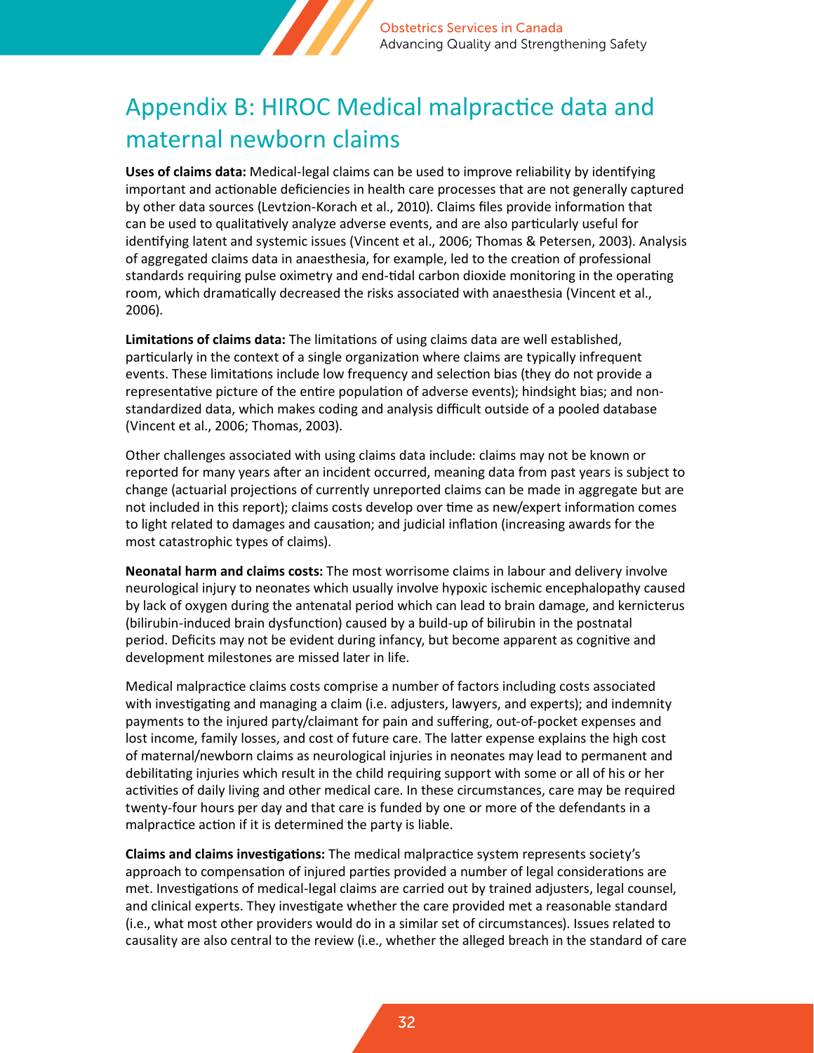# Appendix B: HIROC Medical malpractice data and maternal newborn claims

**Uses of claims data:** Medical-legal claims can be used to improve reliability by identifying important and actionable deficiencies in health care processes that are not generally captured by other data sources (Levtzion-Korach et al., 2010). Claims files provide information that can be used to qualitatively analyze adverse events, and are also particularly useful for identifying latent and systemic issues (Vincent et al., 2006; Thomas & Petersen, 2003). Analysis of aggregated claims data in anaesthesia, for example, led to the creation of professional standards requiring pulse oximetry and end-tidal carbon dioxide monitoring in the operating room, which dramatically decreased the risks associated with anaesthesia (Vincent et al., 2006).

**Limitations of claims data:** The limitations of using claims data are well established, particularly in the context of a single organization where claims are typically infrequent events. These limitations include low frequency and selection bias (they do not provide a representative picture of the entire population of adverse events); hindsight bias; and non-standardized data, which makes coding and analysis difficult outside of a pooled database (Vincent et al., 2006; Thomas, 2003).

Other challenges associated with using claims data include: claims may not be known or reported for many years after an incident occurred, meaning data from past years is subject to change (actuarial projections of currently unreported claims can be made in aggregate but are not included in this report); claims costs develop over time as new/expert information comes to light related to damages and causation; and judicial inflation (increasing awards for the most catastrophic types of claims).

**Neonatal harm and claims costs:** The most worrisome claims in labour and delivery involve neurological injury to neonates which usually involve hypoxic ischemic encephalopathy caused by lack of oxygen during the antenatal period which can lead to brain damage, and kernicterus (bilirubin-induced brain dysfunction) caused by a build-up of bilirubin in the postnatal period. Deficits may not be evident during infancy, but become apparent as cognitive and development milestones are missed later in life.

Medical malpractice claims costs comprise a number of factors including costs associated with investigating and managing a claim (i.e. adjusters, lawyers, and experts); and indemnity payments to the injured party/claimant for pain and suffering, out-of-pocket expenses and lost income, family losses, and cost of future care. The latter expense explains the high cost of maternal/newborn claims as neurological injuries in neonates may lead to permanent and debilitating injuries which result in the child requiring support with some or all of his or her activities of daily living and other medical care. In these circumstances, care may be required twenty-four hours per day and that care is funded by one or more of the defendants in a malpractice action if it is determined the party is liable.

**Claims and claims investigations:** The medical malpractice system represents society's approach to compensation of injured parties provided a number of legal considerations are met. Investigations of medical-legal claims are carried out by trained adjusters, legal counsel, and clinical experts. They investigate whether the care provided met a reasonable standard (i.e., what most other providers would do in a similar set of circumstances). Issues related to causality are also central to the review (i.e., whether the alleged breach in the standard of care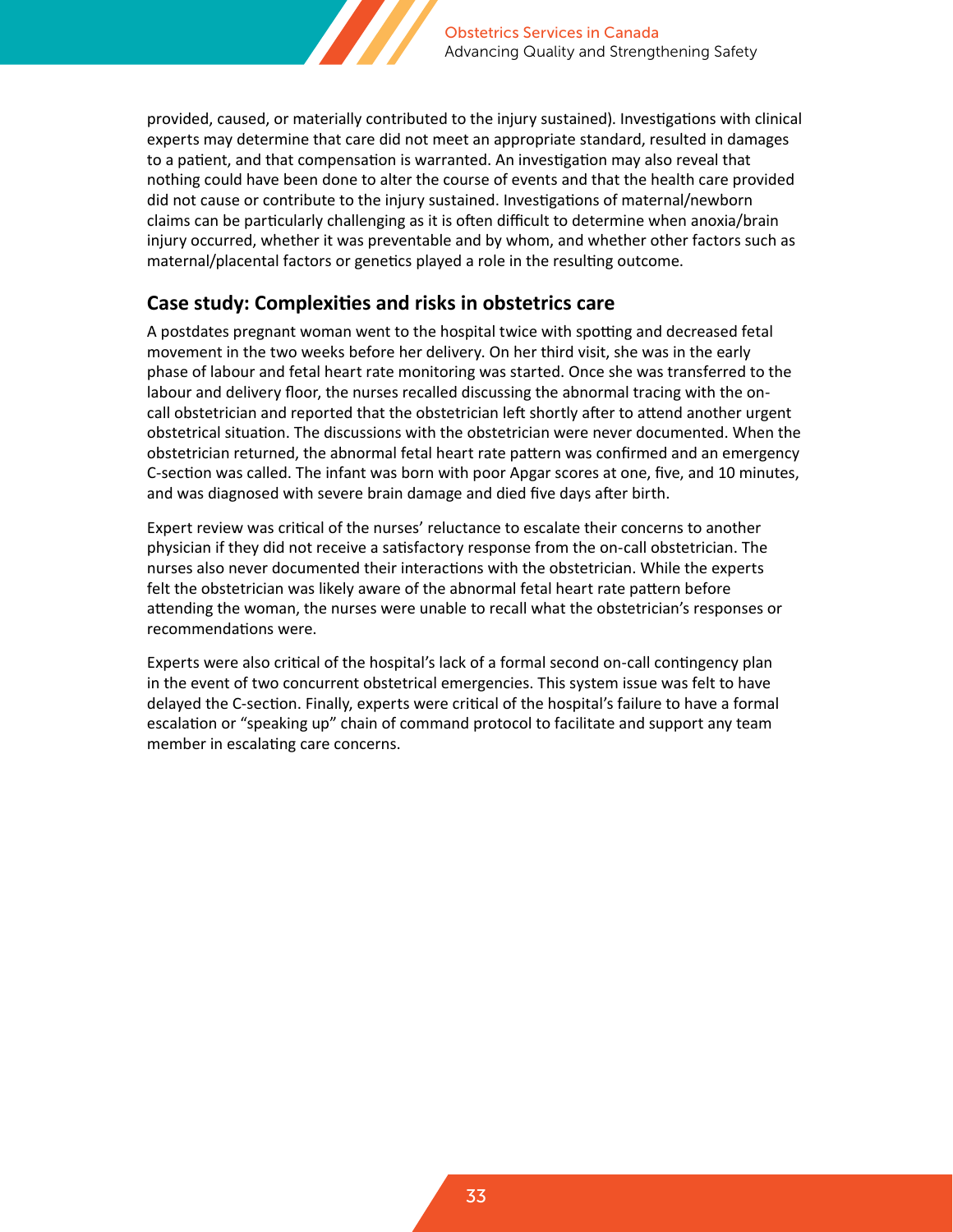provided, caused, or materially contributed to the injury sustained). Investigations with clinical experts may determine that care did not meet an appropriate standard, resulted in damages to a patient, and that compensation is warranted. An investigation may also reveal that nothing could have been done to alter the course of events and that the health care provided did not cause or contribute to the injury sustained. Investigations of maternal/newborn claims can be particularly challenging as it is often difficult to determine when anoxia/brain injury occurred, whether it was preventable and by whom, and whether other factors such as maternal/placental factors or genetics played a role in the resulting outcome.

## Case study: Complexities and risks in obstetrics care

A postdates pregnant woman went to the hospital twice with spotting and decreased fetal movement in the two weeks before her delivery. On her third visit, she was in the early phase of labour and fetal heart rate monitoring was started. Once she was transferred to the labour and delivery floor, the nurses recalled discussing the abnormal tracing with the on-call obstetrician and reported that the obstetrician left shortly after to attend another urgent obstetrical situation. The discussions with the obstetrician were never documented. When the obstetrician returned, the abnormal fetal heart rate pattern was confirmed and an emergency C-section was called. The infant was born with poor Apgar scores at one, five, and 10 minutes, and was diagnosed with severe brain damage and died five days after birth.

Expert review was critical of the nurses' reluctance to escalate their concerns to another physician if they did not receive a satisfactory response from the on-call obstetrician. The nurses also never documented their interactions with the obstetrician. While the experts felt the obstetrician was likely aware of the abnormal fetal heart rate pattern before attending the woman, the nurses were unable to recall what the obstetrician's responses or recommendations were.

Experts were also critical of the hospital's lack of a formal second on-call contingency plan in the event of two concurrent obstetrical emergencies. This system issue was felt to have delayed the C-section. Finally, experts were critical of the hospital's failure to have a formal escalation or "speaking up" chain of command protocol to facilitate and support any team member in escalating care concerns.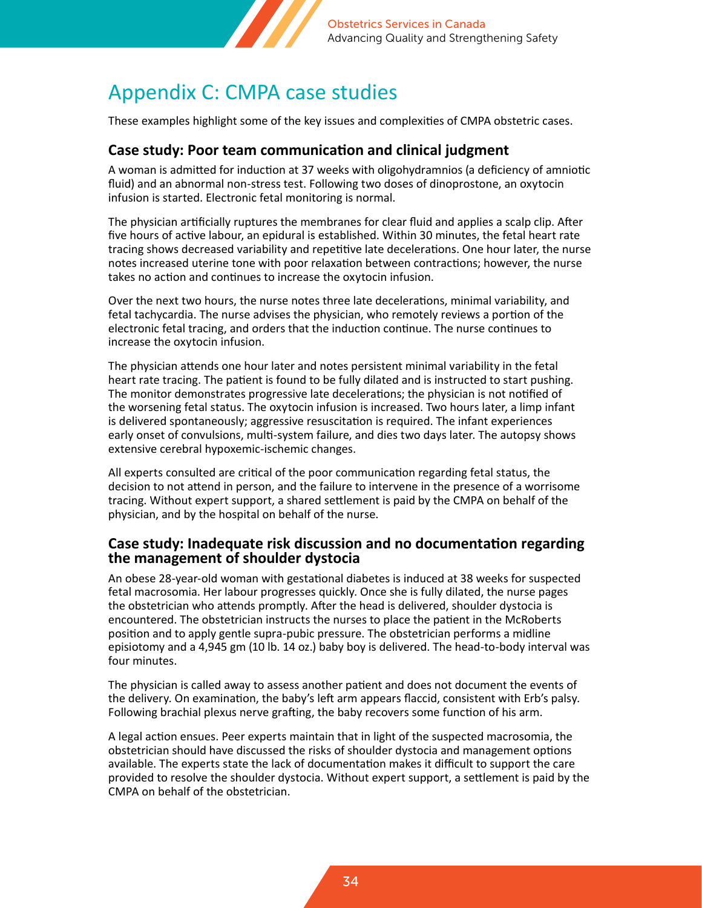# Appendix C: CMPA case studies

These examples highlight some of the key issues and complexities of CMPA obstetric cases.

## Case study: Poor team communication and clinical judgment

A woman is admitted for induction at 37 weeks with oligohydramnios (a deficiency of amniotic fluid) and an abnormal non-stress test. Following two doses of dinoprostone, an oxytocin infusion is started. Electronic fetal monitoring is normal.

The physician artificially ruptures the membranes for clear fluid and applies a scalp clip. After five hours of active labour, an epidural is established. Within 30 minutes, the fetal heart rate tracing shows decreased variability and repetitive late decelerations. One hour later, the nurse notes increased uterine tone with poor relaxation between contractions; however, the nurse takes no action and continues to increase the oxytocin infusion.

Over the next two hours, the nurse notes three late decelerations, minimal variability, and fetal tachycardia. The nurse advises the physician, who remotely reviews a portion of the electronic fetal tracing, and orders that the induction continue. The nurse continues to increase the oxytocin infusion.

The physician attends one hour later and notes persistent minimal variability in the fetal heart rate tracing. The patient is found to be fully dilated and is instructed to start pushing. The monitor demonstrates progressive late decelerations; the physician is not notified of the worsening fetal status. The oxytocin infusion is increased. Two hours later, a limp infant is delivered spontaneously; aggressive resuscitation is required. The infant experiences early onset of convulsions, multi-system failure, and dies two days later. The autopsy shows extensive cerebral hypoxemic-ischemic changes.

All experts consulted are critical of the poor communication regarding fetal status, the decision to not attend in person, and the failure to intervene in the presence of a worrisome tracing. Without expert support, a shared settlement is paid by the CMPA on behalf of the physician, and by the hospital on behalf of the nurse.

## Case study: Inadequate risk discussion and no documentation regarding the management of shoulder dystocia

An obese 28-year-old woman with gestational diabetes is induced at 38 weeks for suspected fetal macrosomia. Her labour progresses quickly. Once she is fully dilated, the nurse pages the obstetrician who attends promptly. After the head is delivered, shoulder dystocia is encountered. The obstetrician instructs the nurses to place the patient in the McRoberts position and to apply gentle supra-pubic pressure. The obstetrician performs a midline episiotomy and a 4,945 gm (10 lb. 14 oz.) baby boy is delivered. The head-to-body interval was four minutes.

The physician is called away to assess another patient and does not document the events of the delivery. On examination, the baby's left arm appears flaccid, consistent with Erb's palsy. Following brachial plexus nerve grafting, the baby recovers some function of his arm.

A legal action ensues. Peer experts maintain that in light of the suspected macrosomia, the obstetrician should have discussed the risks of shoulder dystocia and management options available. The experts state the lack of documentation makes it difficult to support the care provided to resolve the shoulder dystocia. Without expert support, a settlement is paid by the CMPA on behalf of the obstetrician.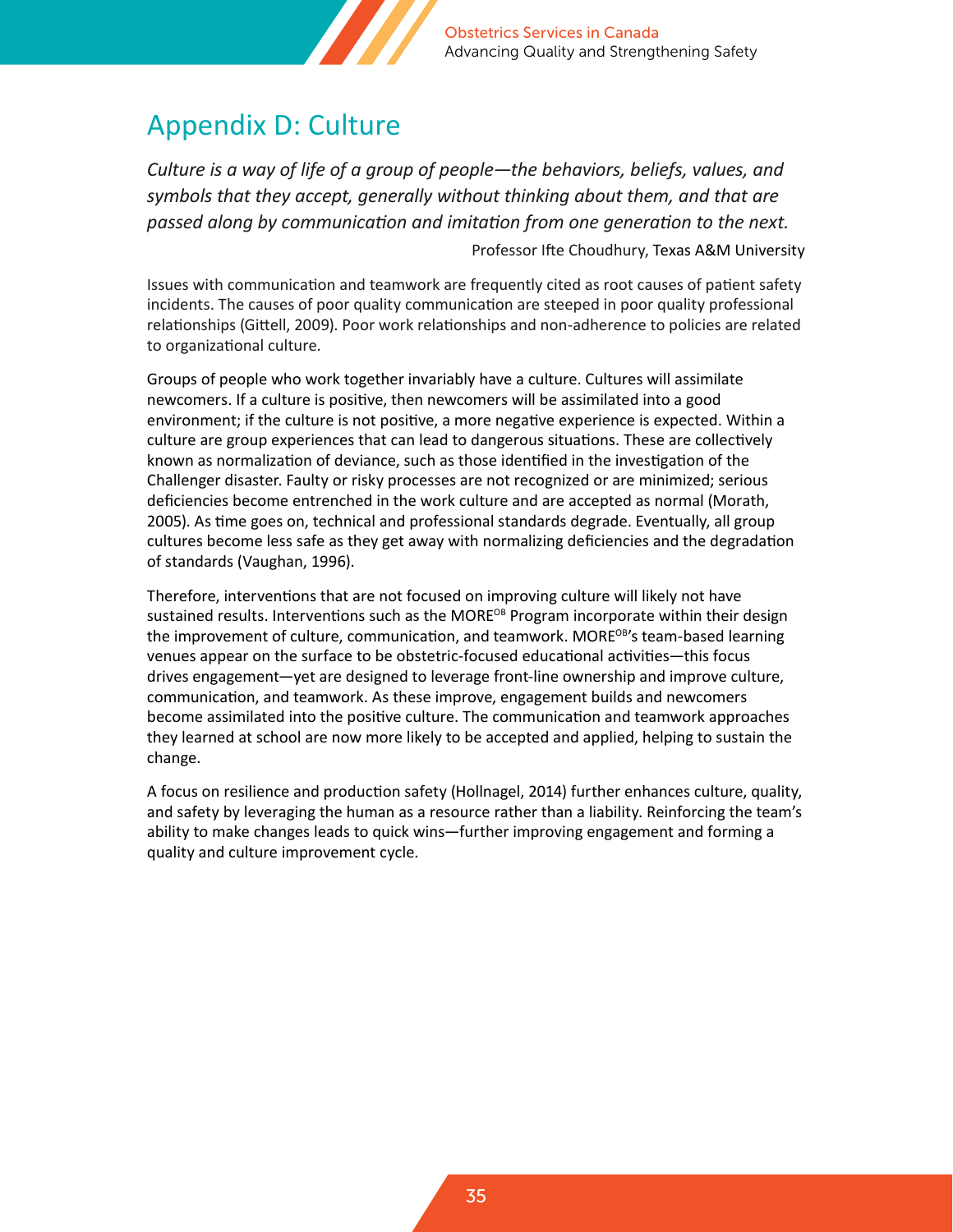# Appendix D: Culture

*Culture is a way of life of a group of people—the behaviors, beliefs, values, and symbols that they accept, generally without thinking about them, and that are passed along by communication and imitation from one generation to the next.*

Professor Ifte Choudhury, Texas A&M University

Issues with communication and teamwork are frequently cited as root causes of patient safety incidents. The causes of poor quality communication are steeped in poor quality professional relationships (Gittell, 2009). Poor work relationships and non-adherence to policies are related to organizational culture.

Groups of people who work together invariably have a culture. Cultures will assimilate newcomers. If a culture is positive, then newcomers will be assimilated into a good environment; if the culture is not positive, a more negative experience is expected. Within a culture are group experiences that can lead to dangerous situations. These are collectively known as normalization of deviance, such as those identified in the investigation of the Challenger disaster. Faulty or risky processes are not recognized or are minimized; serious deficiencies become entrenched in the work culture and are accepted as normal (Morath, 2005). As time goes on, technical and professional standards degrade. Eventually, all group cultures become less safe as they get away with normalizing deficiencies and the degradation of standards (Vaughan, 1996).

Therefore, interventions that are not focused on improving culture will likely not have sustained results. Interventions such as the MORE$^{OB}$ Program incorporate within their design the improvement of culture, communication, and teamwork. MORE$^{OB}$'s team-based learning venues appear on the surface to be obstetric-focused educational activities—this focus drives engagement—yet are designed to leverage front-line ownership and improve culture, communication, and teamwork. As these improve, engagement builds and newcomers become assimilated into the positive culture. The communication and teamwork approaches they learned at school are now more likely to be accepted and applied, helping to sustain the change.

A focus on resilience and production safety (Hollnagel, 2014) further enhances culture, quality, and safety by leveraging the human as a resource rather than a liability. Reinforcing the team's ability to make changes leads to quick wins—further improving engagement and forming a quality and culture improvement cycle.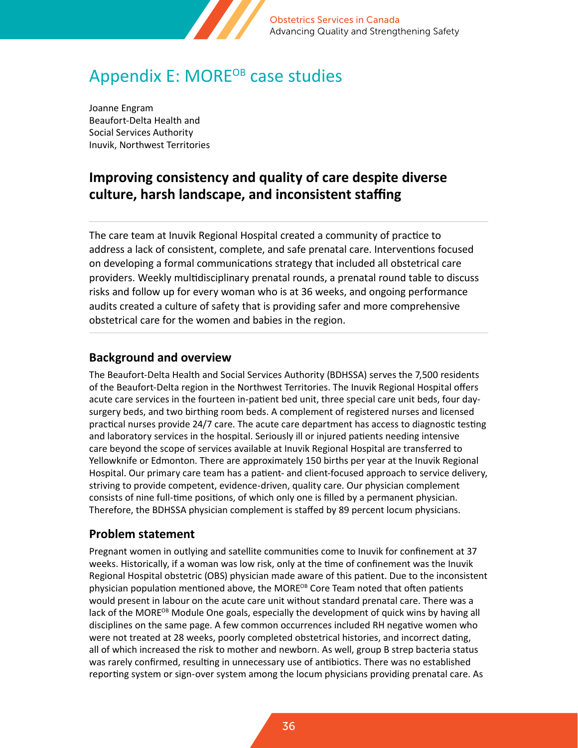# Appendix E: MORE$^{OB}$ case studies

Joanne Engram
Beaufort-Delta Health and
Social Services Authority
Inuvik, Northwest Territories

## Improving consistency and quality of care despite diverse culture, harsh landscape, and inconsistent staffing

The care team at Inuvik Regional Hospital created a community of practice to address a lack of consistent, complete, and safe prenatal care. Interventions focused on developing a formal communications strategy that included all obstetrical care providers. Weekly multidisciplinary prenatal rounds, a prenatal round table to discuss risks and follow up for every woman who is at 36 weeks, and ongoing performance audits created a culture of safety that is providing safer and more comprehensive obstetrical care for the women and babies in the region.

### Background and overview

The Beaufort-Delta Health and Social Services Authority (BDHSSA) serves the 7,500 residents of the Beaufort-Delta region in the Northwest Territories. The Inuvik Regional Hospital offers acute care services in the fourteen in-patient bed unit, three special care unit beds, four day-surgery beds, and two birthing room beds. A complement of registered nurses and licensed practical nurses provide 24/7 care. The acute care department has access to diagnostic testing and laboratory services in the hospital. Seriously ill or injured patients needing intensive care beyond the scope of services available at Inuvik Regional Hospital are transferred to Yellowknife or Edmonton. There are approximately 150 births per year at the Inuvik Regional Hospital. Our primary care team has a patient- and client-focused approach to service delivery, striving to provide competent, evidence-driven, quality care. Our physician complement consists of nine full-time positions, of which only one is filled by a permanent physician. Therefore, the BDHSSA physician complement is staffed by 89 percent locum physicians.

### Problem statement

Pregnant women in outlying and satellite communities come to Inuvik for confinement at 37 weeks. Historically, if a woman was low risk, only at the time of confinement was the Inuvik Regional Hospital obstetric (OBS) physician made aware of this patient. Due to the inconsistent physician population mentioned above, the MORE$^{OB}$ Core Team noted that often patients would present in labour on the acute care unit without standard prenatal care. There was a lack of the MORE$^{OB}$ Module One goals, especially the development of quick wins by having all disciplines on the same page. A few common occurrences included RH negative women who were not treated at 28 weeks, poorly completed obstetrical histories, and incorrect dating, all of which increased the risk to mother and newborn. As well, group B strep bacteria status was rarely confirmed, resulting in unnecessary use of antibiotics. There was no established reporting system or sign-over system among the locum physicians providing prenatal care. As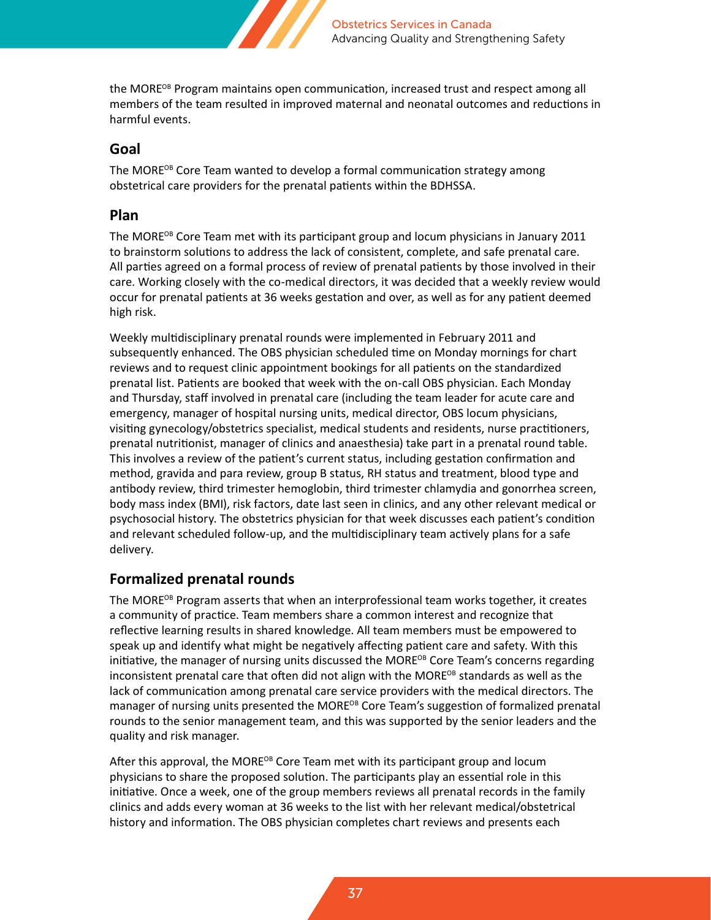the MORE[OB] Program maintains open communication, increased trust and respect among all members of the team resulted in improved maternal and neonatal outcomes and reductions in harmful events.

## Goal

The MORE[OB] Core Team wanted to develop a formal communication strategy among obstetrical care providers for the prenatal patients within the BDHSSA.

## Plan

The MORE[OB] Core Team met with its participant group and locum physicians in January 2011 to brainstorm solutions to address the lack of consistent, complete, and safe prenatal care. All parties agreed on a formal process of review of prenatal patients by those involved in their care. Working closely with the co-medical directors, it was decided that a weekly review would occur for prenatal patients at 36 weeks gestation and over, as well as for any patient deemed high risk.

Weekly multidisciplinary prenatal rounds were implemented in February 2011 and subsequently enhanced. The OBS physician scheduled time on Monday mornings for chart reviews and to request clinic appointment bookings for all patients on the standardized prenatal list. Patients are booked that week with the on-call OBS physician. Each Monday and Thursday, staff involved in prenatal care (including the team leader for acute care and emergency, manager of hospital nursing units, medical director, OBS locum physicians, visiting gynecology/obstetrics specialist, medical students and residents, nurse practitioners, prenatal nutritionist, manager of clinics and anaesthesia) take part in a prenatal round table. This involves a review of the patient's current status, including gestation confirmation and method, gravida and para review, group B status, RH status and treatment, blood type and antibody review, third trimester hemoglobin, third trimester chlamydia and gonorrhea screen, body mass index (BMI), risk factors, date last seen in clinics, and any other relevant medical or psychosocial history. The obstetrics physician for that week discusses each patient's condition and relevant scheduled follow-up, and the multidisciplinary team actively plans for a safe delivery.

## Formalized prenatal rounds

The MORE[OB] Program asserts that when an interprofessional team works together, it creates a community of practice. Team members share a common interest and recognize that reflective learning results in shared knowledge. All team members must be empowered to speak up and identify what might be negatively affecting patient care and safety. With this initiative, the manager of nursing units discussed the MORE[OB] Core Team's concerns regarding inconsistent prenatal care that often did not align with the MORE[OB] standards as well as the lack of communication among prenatal care service providers with the medical directors. The manager of nursing units presented the MORE[OB] Core Team's suggestion of formalized prenatal rounds to the senior management team, and this was supported by the senior leaders and the quality and risk manager.

After this approval, the MORE[OB] Core Team met with its participant group and locum physicians to share the proposed solution. The participants play an essential role in this initiative. Once a week, one of the group members reviews all prenatal records in the family clinics and adds every woman at 36 weeks to the list with her relevant medical/obstetrical history and information. The OBS physician completes chart reviews and presents each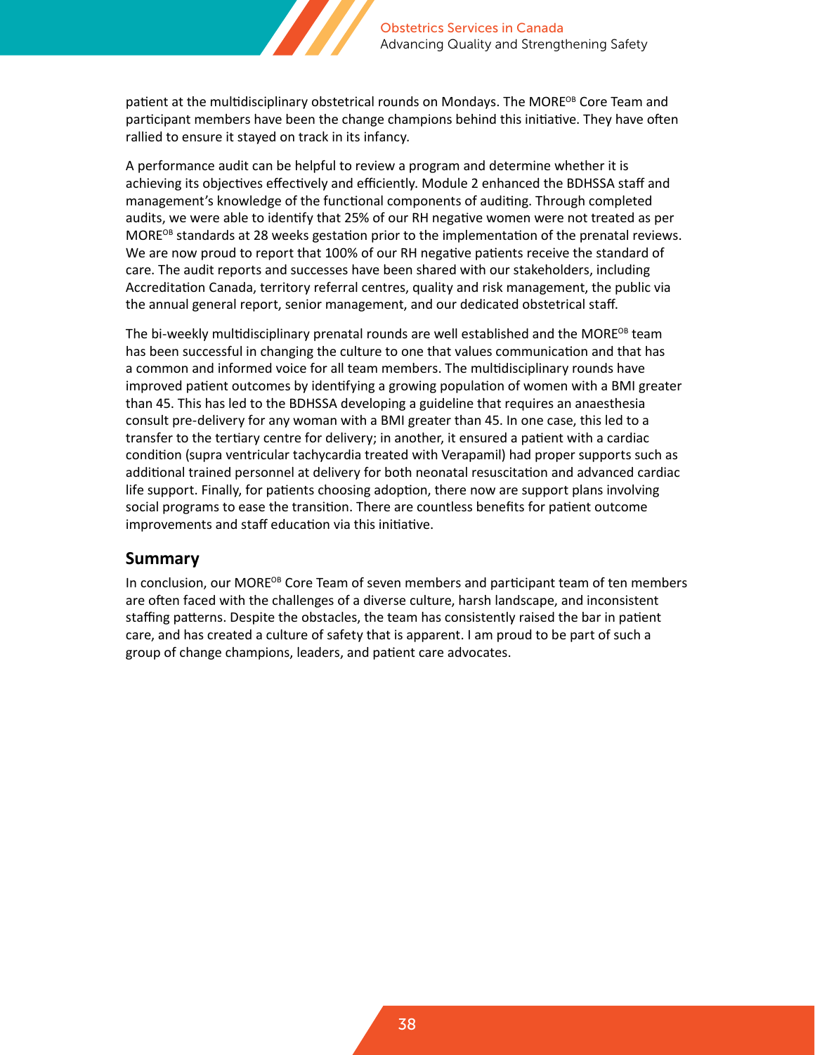patient at the multidisciplinary obstetrical rounds on Mondays. The MORE[OB] Core Team and participant members have been the change champions behind this initiative. They have often rallied to ensure it stayed on track in its infancy.

A performance audit can be helpful to review a program and determine whether it is achieving its objectives effectively and efficiently. Module 2 enhanced the BDHSSA staff and management's knowledge of the functional components of auditing. Through completed audits, we were able to identify that 25% of our RH negative women were not treated as per MORE[OB] standards at 28 weeks gestation prior to the implementation of the prenatal reviews. We are now proud to report that 100% of our RH negative patients receive the standard of care. The audit reports and successes have been shared with our stakeholders, including Accreditation Canada, territory referral centres, quality and risk management, the public via the annual general report, senior management, and our dedicated obstetrical staff.

The bi-weekly multidisciplinary prenatal rounds are well established and the MORE[OB] team has been successful in changing the culture to one that values communication and that has a common and informed voice for all team members. The multidisciplinary rounds have improved patient outcomes by identifying a growing population of women with a BMI greater than 45. This has led to the BDHSSA developing a guideline that requires an anaesthesia consult pre-delivery for any woman with a BMI greater than 45. In one case, this led to a transfer to the tertiary centre for delivery; in another, it ensured a patient with a cardiac condition (supra ventricular tachycardia treated with Verapamil) had proper supports such as additional trained personnel at delivery for both neonatal resuscitation and advanced cardiac life support. Finally, for patients choosing adoption, there now are support plans involving social programs to ease the transition. There are countless benefits for patient outcome improvements and staff education via this initiative.

## Summary

In conclusion, our MORE[OB] Core Team of seven members and participant team of ten members are often faced with the challenges of a diverse culture, harsh landscape, and inconsistent staffing patterns. Despite the obstacles, the team has consistently raised the bar in patient care, and has created a culture of safety that is apparent. I am proud to be part of such a group of change champions, leaders, and patient care advocates.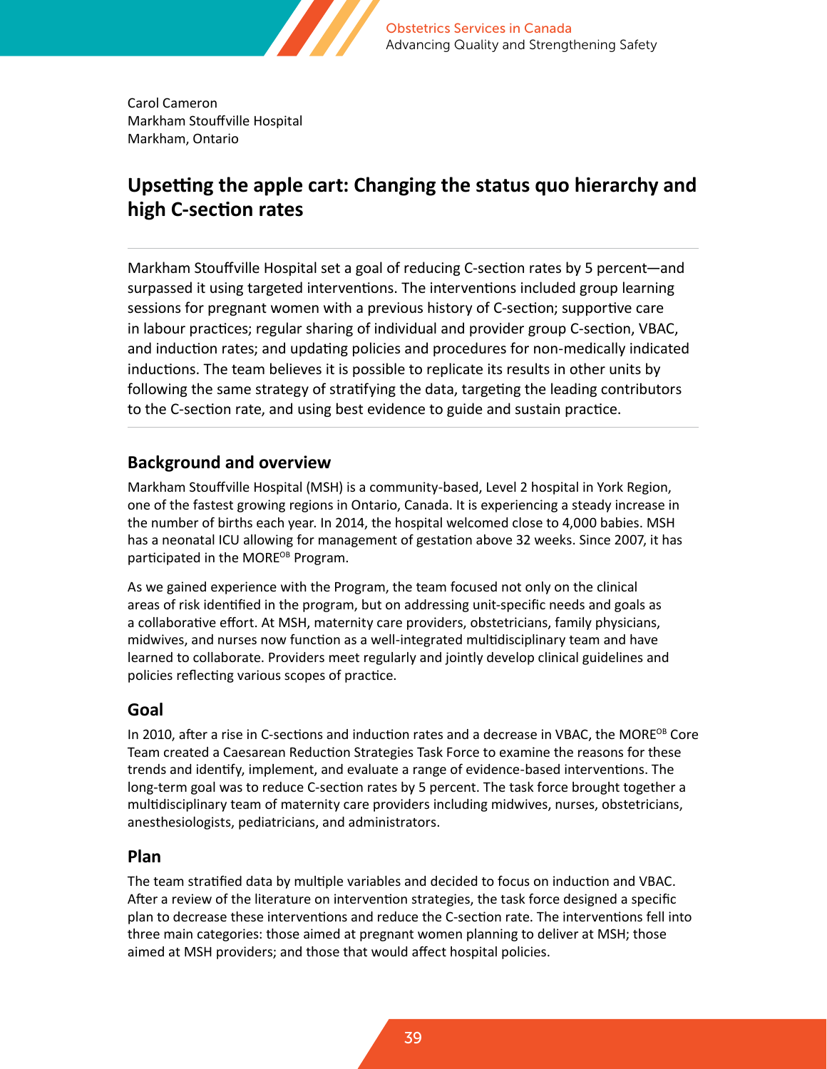Carol Cameron
Markham Stouffville Hospital
Markham, Ontario

## Upsetting the apple cart: Changing the status quo hierarchy and high C-section rates

Markham Stouffville Hospital set a goal of reducing C-section rates by 5 percent—and surpassed it using targeted interventions. The interventions included group learning sessions for pregnant women with a previous history of C-section; supportive care in labour practices; regular sharing of individual and provider group C-section, VBAC, and induction rates; and updating policies and procedures for non-medically indicated inductions. The team believes it is possible to replicate its results in other units by following the same strategy of stratifying the data, targeting the leading contributors to the C-section rate, and using best evidence to guide and sustain practice.

### Background and overview

Markham Stouffville Hospital (MSH) is a community-based, Level 2 hospital in York Region, one of the fastest growing regions in Ontario, Canada. It is experiencing a steady increase in the number of births each year. In 2014, the hospital welcomed close to 4,000 babies. MSH has a neonatal ICU allowing for management of gestation above 32 weeks. Since 2007, it has participated in the MORE^OB Program.

As we gained experience with the Program, the team focused not only on the clinical areas of risk identified in the program, but on addressing unit-specific needs and goals as a collaborative effort. At MSH, maternity care providers, obstetricians, family physicians, midwives, and nurses now function as a well-integrated multidisciplinary team and have learned to collaborate. Providers meet regularly and jointly develop clinical guidelines and policies reflecting various scopes of practice.

### Goal

In 2010, after a rise in C-sections and induction rates and a decrease in VBAC, the MORE^OB Core Team created a Caesarean Reduction Strategies Task Force to examine the reasons for these trends and identify, implement, and evaluate a range of evidence-based interventions. The long-term goal was to reduce C-section rates by 5 percent. The task force brought together a multidisciplinary team of maternity care providers including midwives, nurses, obstetricians, anesthesiologists, pediatricians, and administrators.

### Plan

The team stratified data by multiple variables and decided to focus on induction and VBAC. After a review of the literature on intervention strategies, the task force designed a specific plan to decrease these interventions and reduce the C-section rate. The interventions fell into three main categories: those aimed at pregnant women planning to deliver at MSH; those aimed at MSH providers; and those that would affect hospital policies.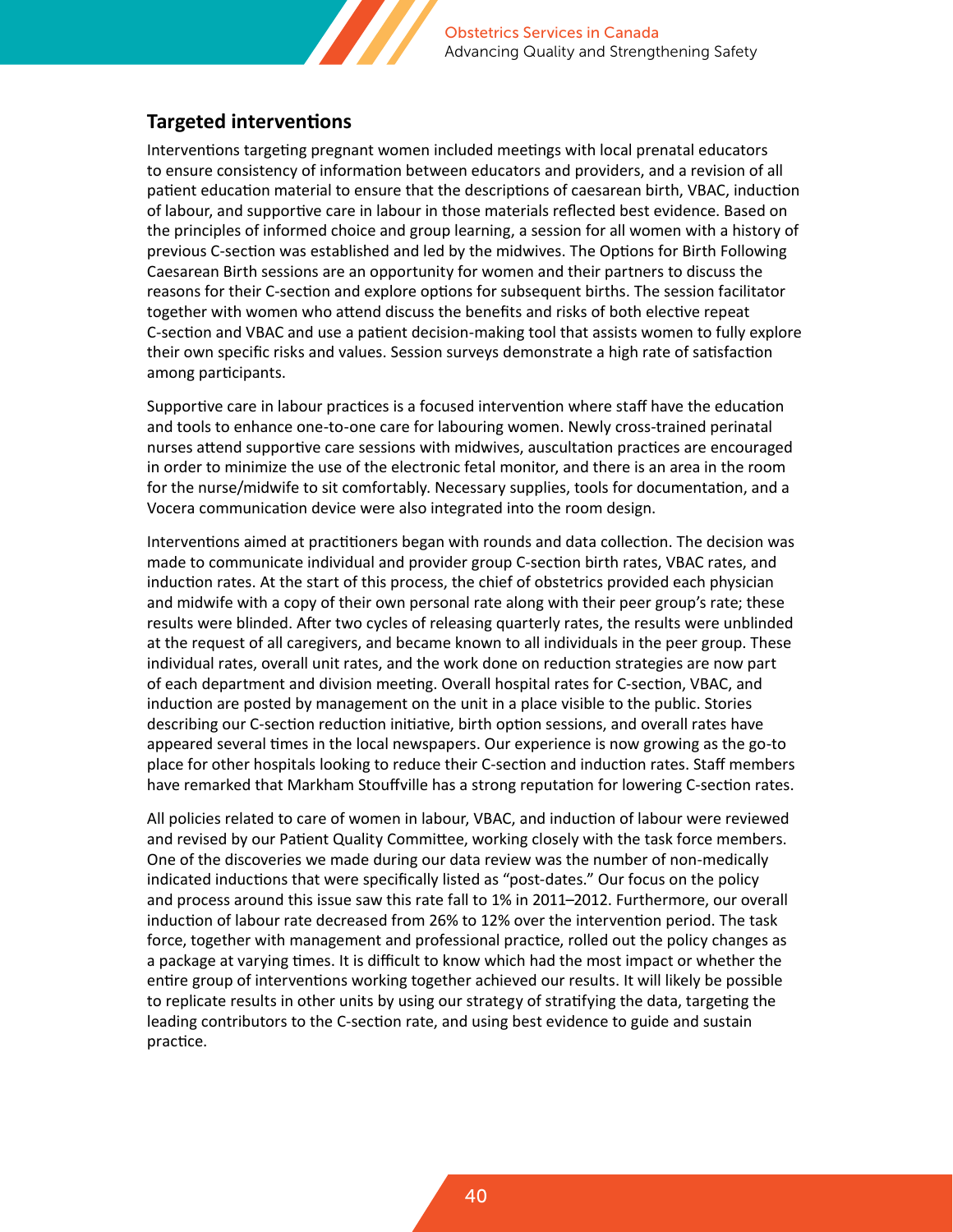## Targeted interventions

Interventions targeting pregnant women included meetings with local prenatal educators to ensure consistency of information between educators and providers, and a revision of all patient education material to ensure that the descriptions of caesarean birth, VBAC, induction of labour, and supportive care in labour in those materials reflected best evidence. Based on the principles of informed choice and group learning, a session for all women with a history of previous C-section was established and led by the midwives. The Options for Birth Following Caesarean Birth sessions are an opportunity for women and their partners to discuss the reasons for their C-section and explore options for subsequent births. The session facilitator together with women who attend discuss the benefits and risks of both elective repeat C-section and VBAC and use a patient decision-making tool that assists women to fully explore their own specific risks and values. Session surveys demonstrate a high rate of satisfaction among participants.

Supportive care in labour practices is a focused intervention where staff have the education and tools to enhance one-to-one care for labouring women. Newly cross-trained perinatal nurses attend supportive care sessions with midwives, auscultation practices are encouraged in order to minimize the use of the electronic fetal monitor, and there is an area in the room for the nurse/midwife to sit comfortably. Necessary supplies, tools for documentation, and a Vocera communication device were also integrated into the room design.

Interventions aimed at practitioners began with rounds and data collection. The decision was made to communicate individual and provider group C-section birth rates, VBAC rates, and induction rates. At the start of this process, the chief of obstetrics provided each physician and midwife with a copy of their own personal rate along with their peer group's rate; these results were blinded. After two cycles of releasing quarterly rates, the results were unblinded at the request of all caregivers, and became known to all individuals in the peer group. These individual rates, overall unit rates, and the work done on reduction strategies are now part of each department and division meeting. Overall hospital rates for C-section, VBAC, and induction are posted by management on the unit in a place visible to the public. Stories describing our C-section reduction initiative, birth option sessions, and overall rates have appeared several times in the local newspapers. Our experience is now growing as the go-to place for other hospitals looking to reduce their C-section and induction rates. Staff members have remarked that Markham Stouffville has a strong reputation for lowering C-section rates.

All policies related to care of women in labour, VBAC, and induction of labour were reviewed and revised by our Patient Quality Committee, working closely with the task force members. One of the discoveries we made during our data review was the number of non-medically indicated inductions that were specifically listed as "post-dates." Our focus on the policy and process around this issue saw this rate fall to 1% in 2011–2012. Furthermore, our overall induction of labour rate decreased from 26% to 12% over the intervention period. The task force, together with management and professional practice, rolled out the policy changes as a package at varying times. It is difficult to know which had the most impact or whether the entire group of interventions working together achieved our results. It will likely be possible to replicate results in other units by using our strategy of stratifying the data, targeting the leading contributors to the C-section rate, and using best evidence to guide and sustain practice.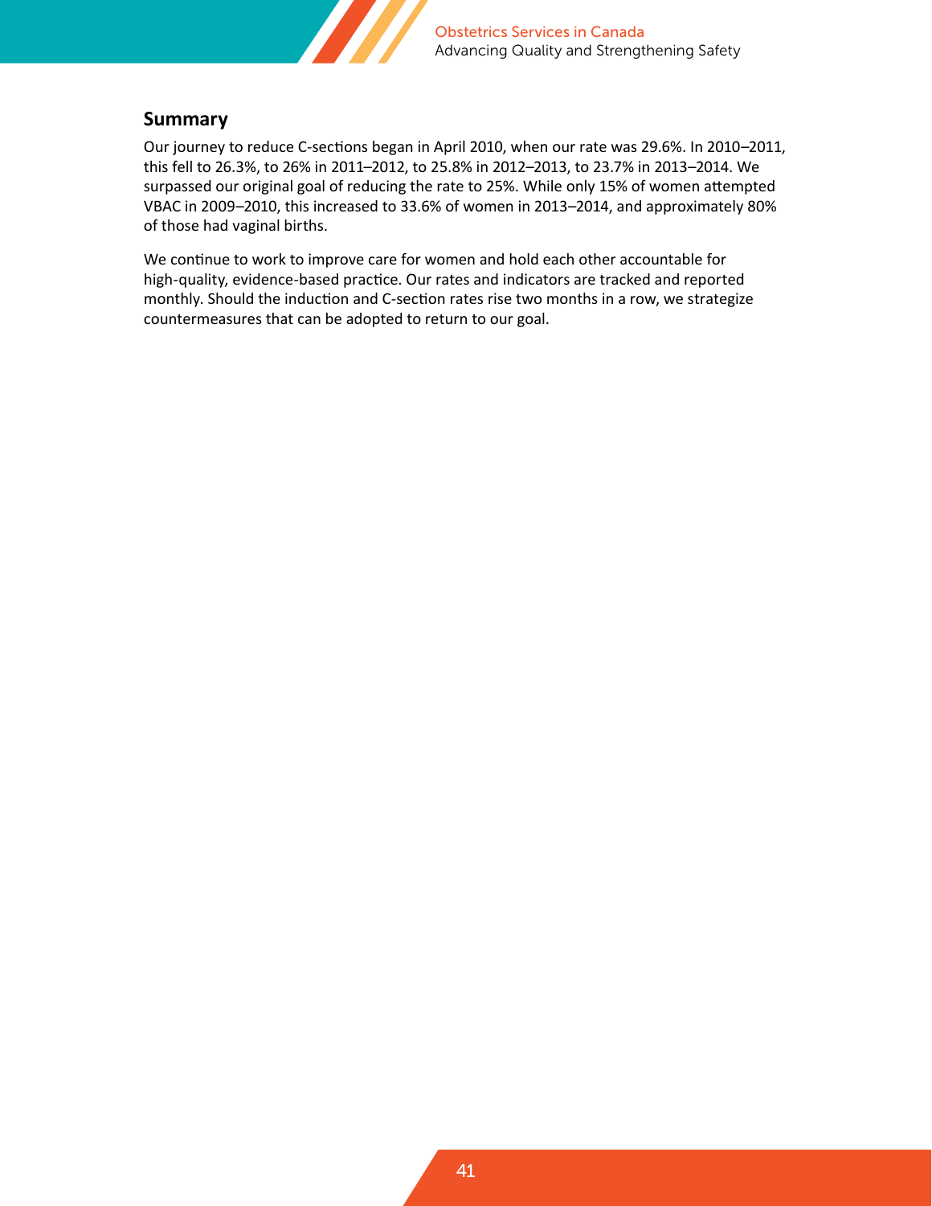## Summary

Our journey to reduce C-sections began in April 2010, when our rate was 29.6%. In 2010–2011, this fell to 26.3%, to 26% in 2011–2012, to 25.8% in 2012–2013, to 23.7% in 2013–2014. We surpassed our original goal of reducing the rate to 25%. While only 15% of women attempted VBAC in 2009–2010, this increased to 33.6% of women in 2013–2014, and approximately 80% of those had vaginal births.

We continue to work to improve care for women and hold each other accountable for high-quality, evidence-based practice. Our rates and indicators are tracked and reported monthly. Should the induction and C-section rates rise two months in a row, we strategize countermeasures that can be adopted to return to our goal.